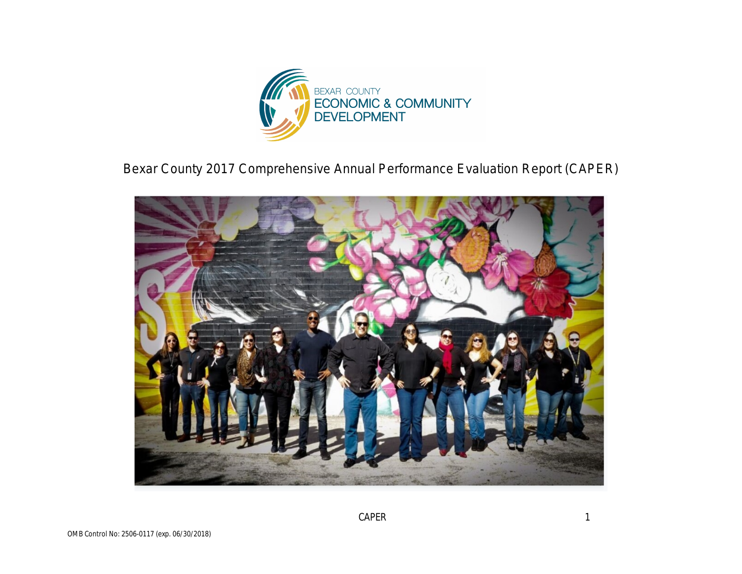BEXAR COUNTY
ECONOMIC & COMMUNITY DEVELOPMENT

# Bexar County 2017 Comprehensive Annual Performance Evaluation Report (CAPER)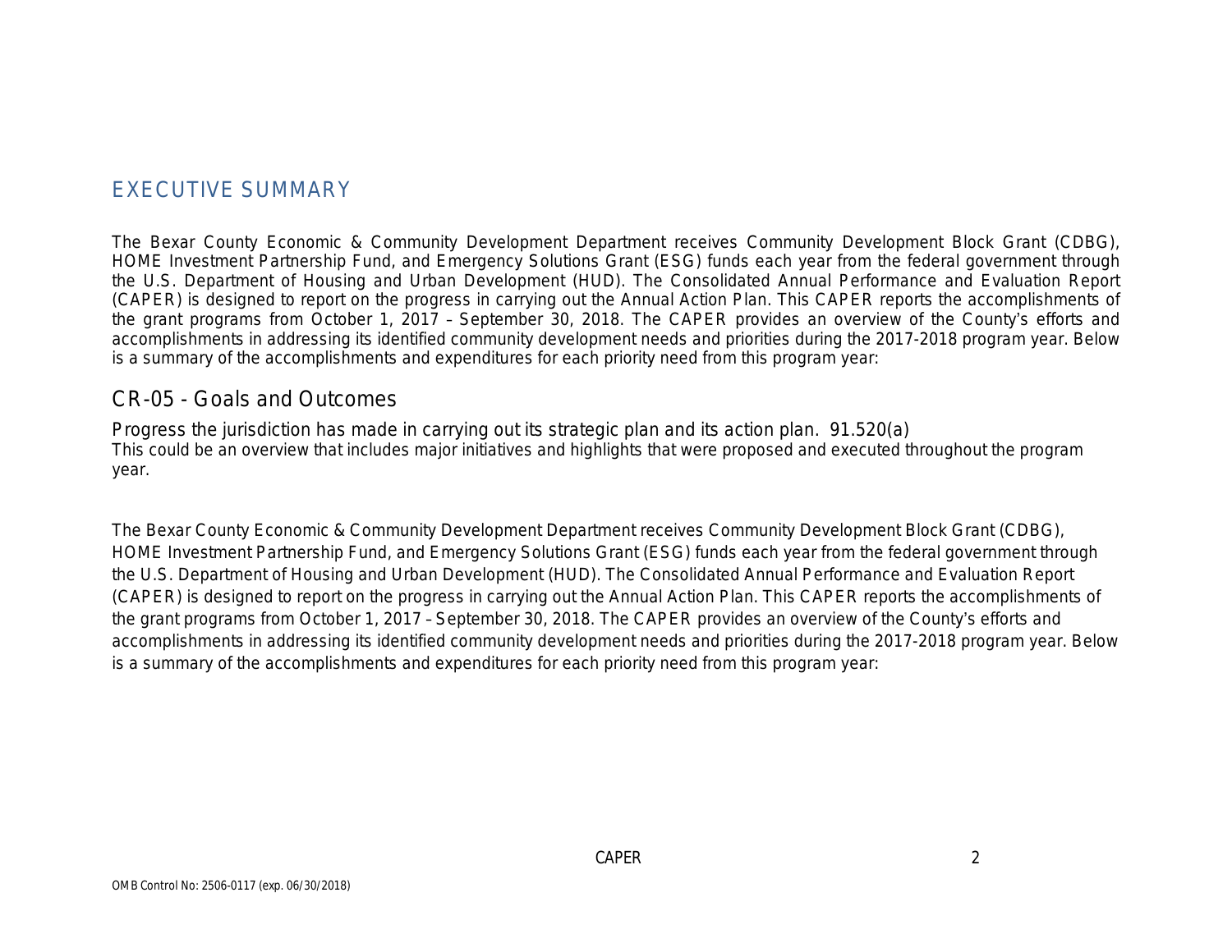# EXECUTIVE SUMMARY

The Bexar County Economic & Community Development Department receives Community Development Block Grant (CDBG), HOME Investment Partnership Fund, and Emergency Solutions Grant (ESG) funds each year from the federal government through the U.S. Department of Housing and Urban Development (HUD). The Consolidated Annual Performance and Evaluation Report (CAPER) is designed to report on the progress in carrying out the Annual Action Plan. This CAPER reports the accomplishments of the grant programs from October 1, 2017 – September 30, 2018. The CAPER provides an overview of the County's efforts and accomplishments in addressing its identified community development needs and priorities during the 2017-2018 program year. Below is a summary of the accomplishments and expenditures for each priority need from this program year:

## CR-05 - Goals and Outcomes

Progress the jurisdiction has made in carrying out its strategic plan and its action plan. 91.520(a)

This could be an overview that includes major initiatives and highlights that were proposed and executed throughout the program year.

The Bexar County Economic & Community Development Department receives Community Development Block Grant (CDBG), HOME Investment Partnership Fund, and Emergency Solutions Grant (ESG) funds each year from the federal government through the U.S. Department of Housing and Urban Development (HUD). The Consolidated Annual Performance and Evaluation Report (CAPER) is designed to report on the progress in carrying out the Annual Action Plan. This CAPER reports the accomplishments of the grant programs from October 1, 2017 – September 30, 2018. The CAPER provides an overview of the County's efforts and accomplishments in addressing its identified community development needs and priorities during the 2017-2018 program year. Below is a summary of the accomplishments and expenditures for each priority need from this program year: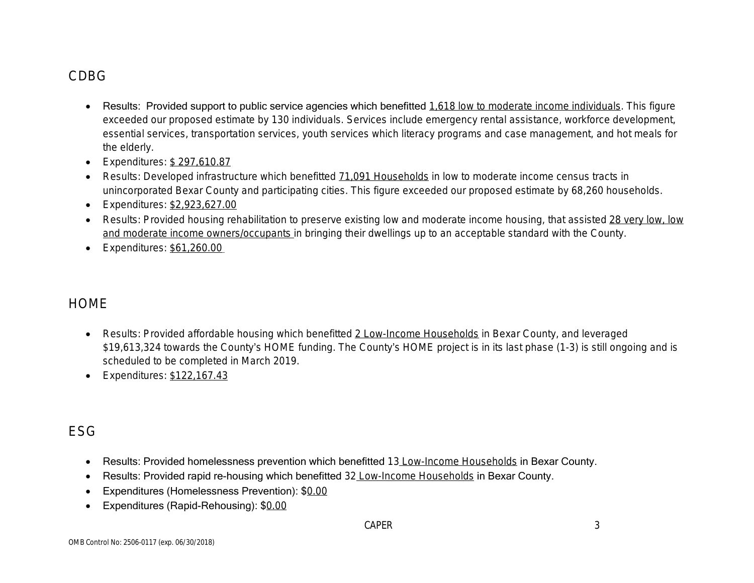## CDBG

- Results: Provided support to public service agencies which benefitted 1,618 low to moderate income individuals. This figure exceeded our proposed estimate by 130 individuals. Services include emergency rental assistance, workforce development, essential services, transportation services, youth services which literacy programs and case management, and hot meals for the elderly.
- Expenditures: $ 297,610.87
- Results: Developed infrastructure which benefitted 71,091 Households in low to moderate income census tracts in unincorporated Bexar County and participating cities. This figure exceeded our proposed estimate by 68,260 households.
- Expenditures: $2,923,627.00
- Results: Provided housing rehabilitation to preserve existing low and moderate income housing, that assisted 28 very low, low and moderate income owners/occupants in bringing their dwellings up to an acceptable standard with the County.
- Expenditures: $61,260.00

## HOME

- Results: Provided affordable housing which benefitted 2 Low-Income Households in Bexar County, and leveraged $19,613,324 towards the County's HOME funding. The County's HOME project is in its last phase (1-3) is still ongoing and is scheduled to be completed in March 2019.
- Expenditures: $122,167.43

## ESG

- Results: Provided homelessness prevention which benefitted 13 Low-Income Households in Bexar County.
- Results: Provided rapid re-housing which benefitted 32 Low-Income Households in Bexar County.
- Expenditures (Homelessness Prevention): $0.00
- Expenditures (Rapid-Rehousing): $0.00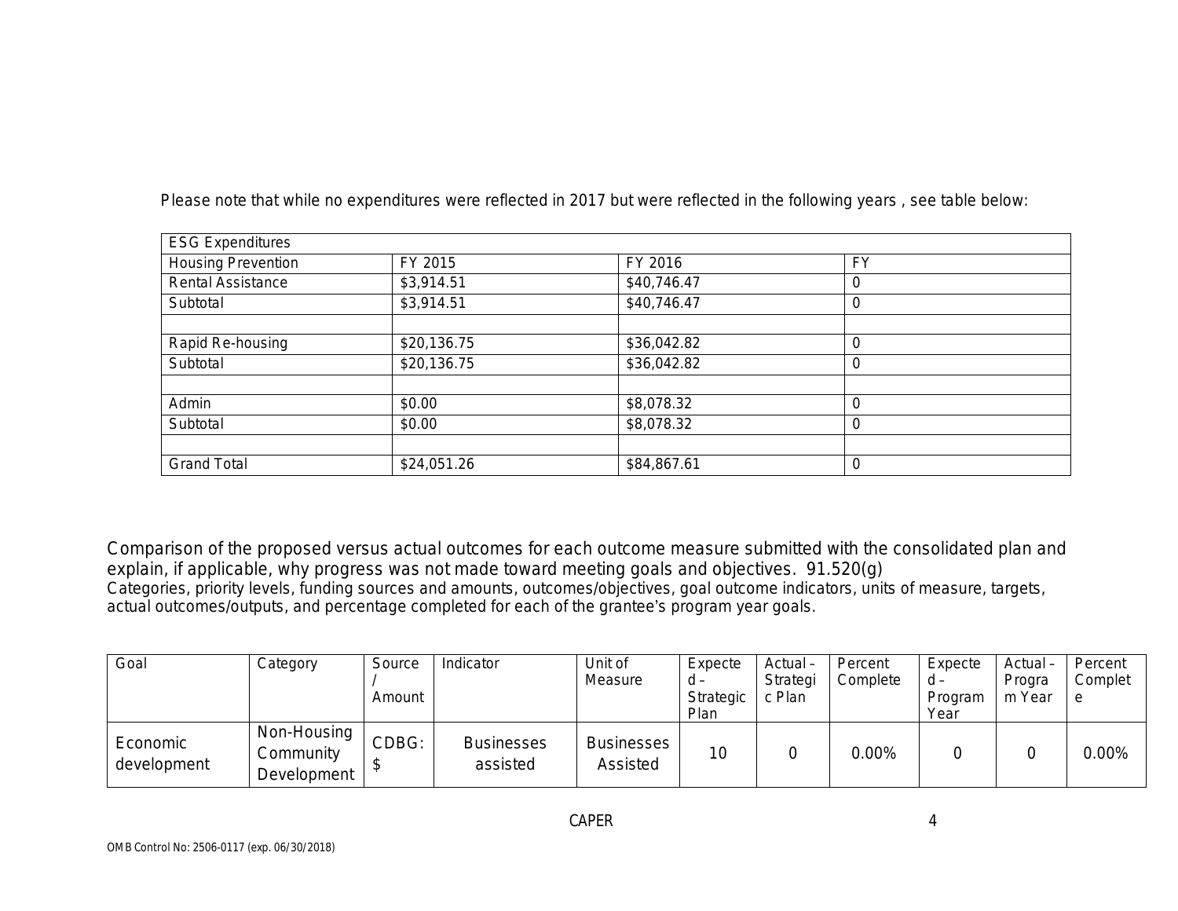Please note that while no expenditures were reflected in 2017 but were reflected in the following years , see table below:

| ESG Expenditures | | | |
|---|---|---|---|
| Housing Prevention | FY 2015 | FY 2016 | FY |
| Rental Assistance | $3,914.51 | $40,746.47 | 0 |
| Subtotal | $3,914.51 | $40,746.47 | 0 |
| | | | |
| Rapid Re-housing | $20,136.75 | $36,042.82 | 0 |
| Subtotal | $20,136.75 | $36,042.82 | 0 |
| | | | |
| Admin | $0.00 | $8,078.32 | 0 |
| Subtotal | $0.00 | $8,078.32 | 0 |
| | | | |
| Grand Total | $24,051.26 | $84,867.61 | 0 |

Comparison of the proposed versus actual outcomes for each outcome measure submitted with the consolidated plan and explain, if applicable, why progress was not made toward meeting goals and objectives. 91.520(g)

Categories, priority levels, funding sources and amounts, outcomes/objectives, goal outcome indicators, units of measure, targets, actual outcomes/outputs, and percentage completed for each of the grantee's program year goals.

| Goal | Category | Source / Amount | Indicator | Unit of Measure | Expected – Strategic Plan | Actual – Strategic Plan | Percent Complete | Expected – Program Year | Actual – Program Year | Percent Complete |
|---|---|---|---|---|---|---|---|---|---|---|
| Economic development | Non-Housing Community Development | CDBG: $ | Businesses assisted | Businesses Assisted | 10 | 0 | 0.00% | 0 | 0 | 0.00% |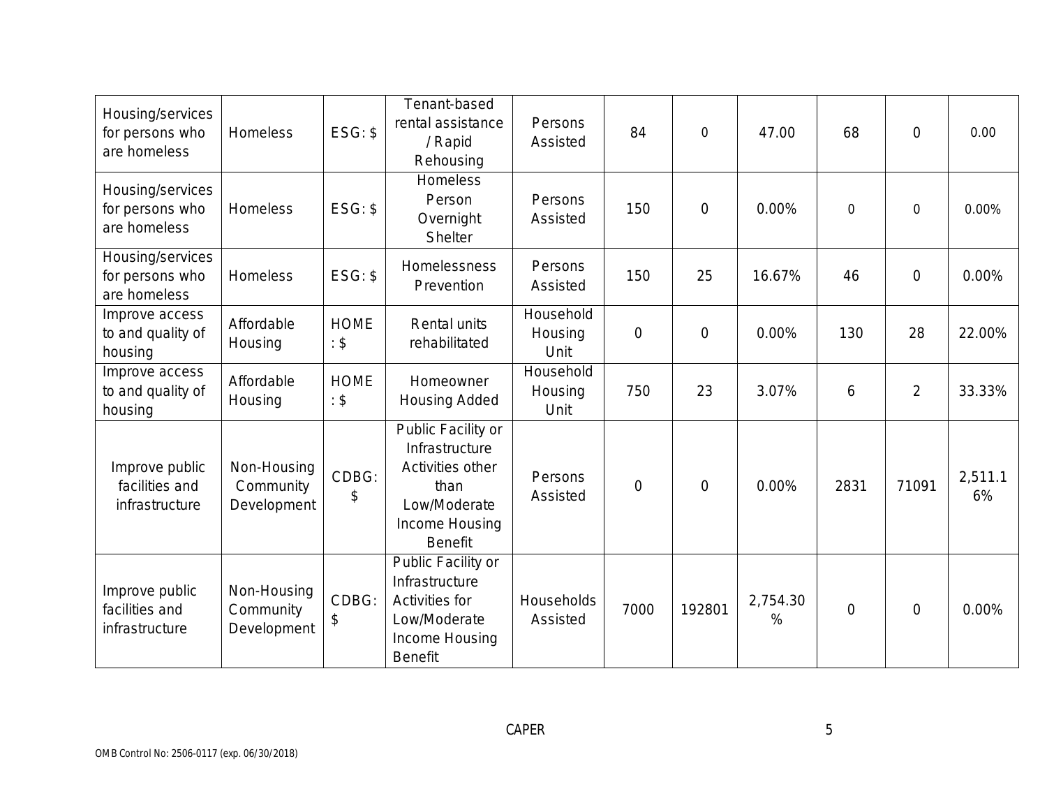| Housing/services for persons who are homeless | Homeless | ESG: $ | Tenant-based rental assistance / Rapid Rehousing | Persons Assisted | 84 | 0 | 47.00 | 68 | 0 | 0.00 |
|---|---|---|---|---|---|---|---|---|---|---|
| Housing/services for persons who are homeless | Homeless | ESG: $ | Homeless Person Overnight Shelter | Persons Assisted | 150 | 0 | 0.00% | 0 | 0 | 0.00% |
| Housing/services for persons who are homeless | Homeless | ESG: $ | Homelessness Prevention | Persons Assisted | 150 | 25 | 16.67% | 46 | 0 | 0.00% |
| Improve access to and quality of housing | Affordable Housing | HOME : $ | Rental units rehabilitated | Household Housing Unit | 0 | 0 | 0.00% | 130 | 28 | 22.00% |
| Improve access to and quality of housing | Affordable Housing | HOME : $ | Homeowner Housing Added | Household Housing Unit | 750 | 23 | 3.07% | 6 | 2 | 33.33% |
| Improve public facilities and infrastructure | Non-Housing Community Development | CDBG: $ | Public Facility or Infrastructure Activities other than Low/Moderate Income Housing Benefit | Persons Assisted | 0 | 0 | 0.00% | 2831 | 71091 | 2,511.16% |
| Improve public facilities and infrastructure | Non-Housing Community Development | CDBG: $ | Public Facility or Infrastructure Activities for Low/Moderate Income Housing Benefit | Households Assisted | 7000 | 192801 | 2,754.30% | 0 | 0 | 0.00% |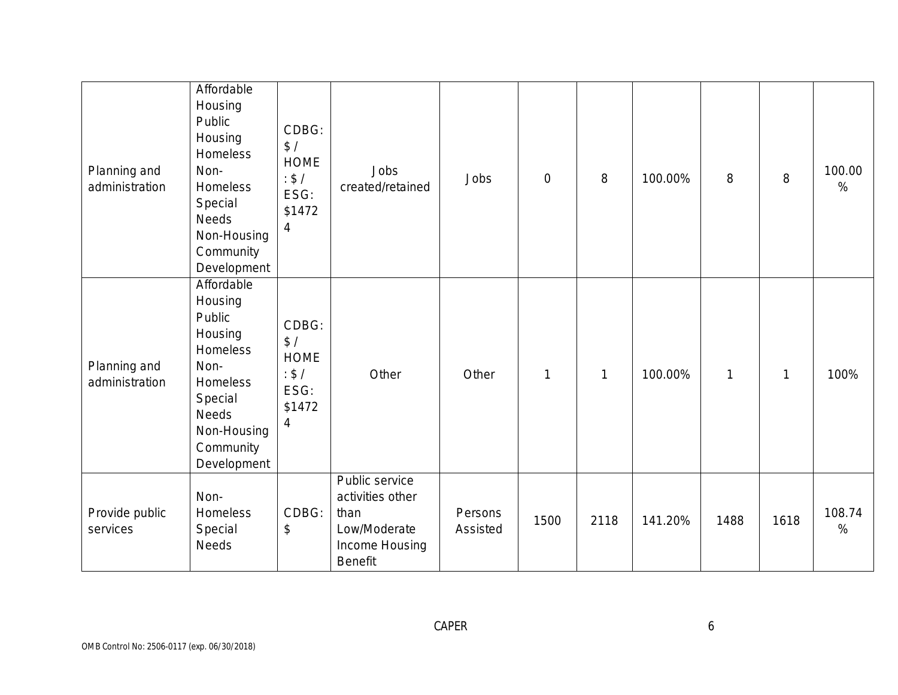| Planning and administration | Affordable Housing Public Housing Homeless Non-Homeless Special Needs Non-Housing Community Development | CDBG: $ / HOME: $ / ESG: $14724 | Jobs created/retained | Jobs | 0 | 8 | 100.00% | 8 | 8 | 100.00% |
|---|---|---|---|---|---|---|---|---|---|---|
| Planning and administration | Affordable Housing Public Housing Homeless Non-Homeless Special Needs Non-Housing Community Development | CDBG: $ / HOME: $ / ESG: $14724 | Other | Other | 1 | 1 | 100.00% | 1 | 1 | 100% |
| Provide public services | Non-Homeless Special Needs | CDBG: $ | Public service activities other than Low/Moderate Income Housing Benefit | Persons Assisted | 1500 | 2118 | 141.20% | 1488 | 1618 | 108.74% |

OMB Control No: 2506-0117 (exp. 06/30/2018)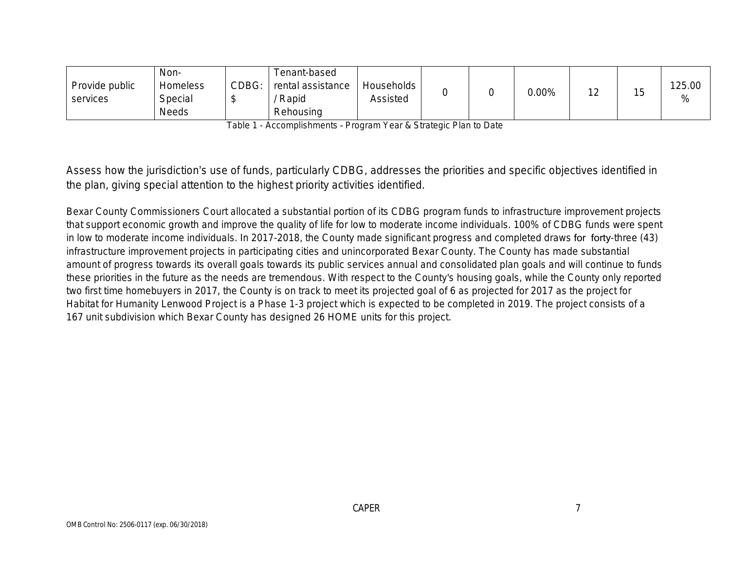| Provide public services | Non-Homeless Special Needs | CDBG: $ | Tenant-based rental assistance / Rapid Rehousing | Households Assisted | 0 | 0 | 0.00% | 12 | 15 | 125.00 % |
|---|---|---|---|---|---|---|---|---|---|---|

Table 1 - Accomplishments – Program Year & Strategic Plan to Date

Assess how the jurisdiction's use of funds, particularly CDBG, addresses the priorities and specific objectives identified in the plan, giving special attention to the highest priority activities identified.

Bexar County Commissioners Court allocated a substantial portion of its CDBG program funds to infrastructure improvement projects that support economic growth and improve the quality of life for low to moderate income individuals. 100% of CDBG funds were spent in low to moderate income individuals. In 2017-2018, the County made significant progress and completed draws for forty-three (43) infrastructure improvement projects in participating cities and unincorporated Bexar County. The County has made substantial amount of progress towards its overall goals towards its public services annual and consolidated plan goals and will continue to funds these priorities in the future as the needs are tremendous. With respect to the County's housing goals, while the County only reported two first time homebuyers in 2017, the County is on track to meet its projected goal of 6 as projected for 2017 as the project for Habitat for Humanity Lenwood Project is a Phase 1-3 project which is expected to be completed in 2019. The project consists of a 167 unit subdivision which Bexar County has designed 26 HOME units for this project.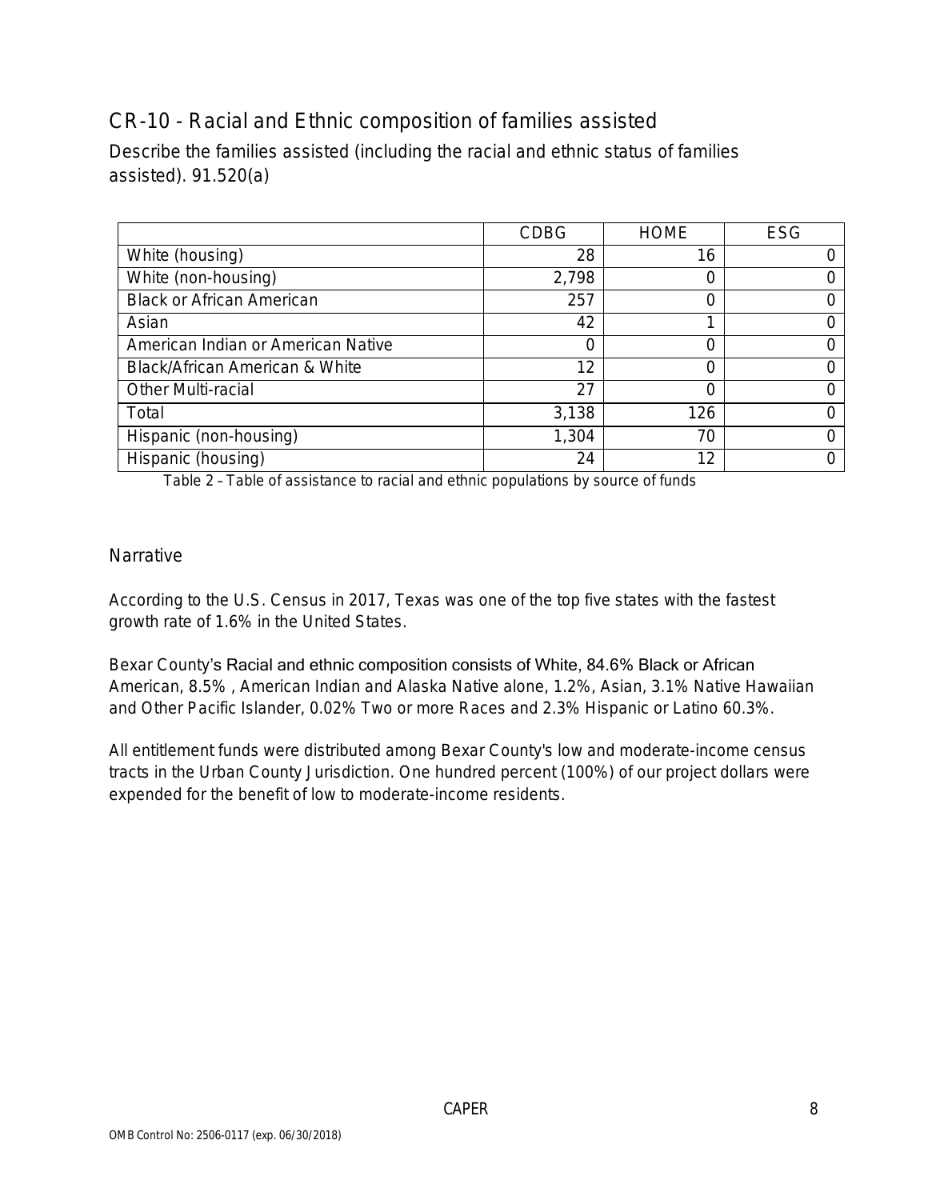## CR-10 - Racial and Ethnic composition of families assisted

Describe the families assisted (including the racial and ethnic status of families assisted). 91.520(a)

| | CDBG | HOME | ESG |
|---|---|---|---|
| White (housing) | 28 | 16 | 0 |
| White (non-housing) | 2,798 | 0 | 0 |
| Black or African American | 257 | 0 | 0 |
| Asian | 42 | 1 | 0 |
| American Indian or American Native | 0 | 0 | 0 |
| Black/African American & White | 12 | 0 | 0 |
| Other Multi-racial | 27 | 0 | 0 |
| Total | 3,138 | 126 | 0 |
| Hispanic (non-housing) | 1,304 | 70 | 0 |
| Hispanic (housing) | 24 | 12 | 0 |

Table 2 – Table of assistance to racial and ethnic populations by source of funds

### Narrative

According to the U.S. Census in 2017, Texas was one of the top five states with the fastest growth rate of 1.6% in the United States.

Bexar County's Racial and ethnic composition consists of White, 84.6% Black or African American, 8.5% , American Indian and Alaska Native alone, 1.2%, Asian, 3.1% Native Hawaiian and Other Pacific Islander, 0.02% Two or more Races and 2.3% Hispanic or Latino 60.3%.

All entitlement funds were distributed among Bexar County's low and moderate-income census tracts in the Urban County Jurisdiction. One hundred percent (100%) of our project dollars were expended for the benefit of low to moderate-income residents.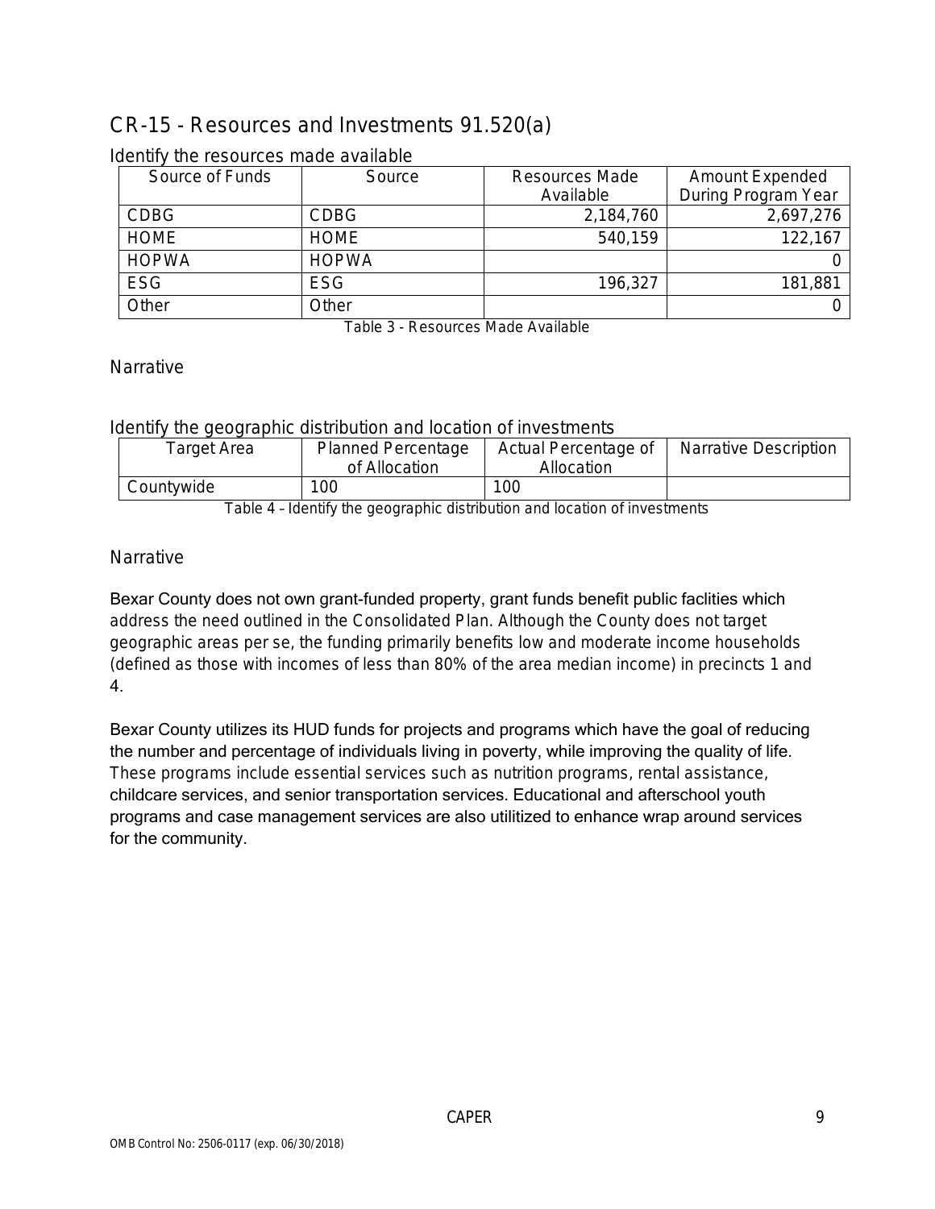## CR-15 - Resources and Investments 91.520(a)

### Identify the resources made available

| Source of Funds | Source | Resources Made Available | Amount Expended During Program Year |
|---|---|---|---|
| CDBG | CDBG | 2,184,760 | 2,697,276 |
| HOME | HOME | 540,159 | 122,167 |
| HOPWA | HOPWA | | 0 |
| ESG | ESG | 196,327 | 181,881 |
| Other | Other | | 0 |

Table 3 - Resources Made Available

### Narrative

### Identify the geographic distribution and location of investments

| Target Area | Planned Percentage of Allocation | Actual Percentage of Allocation | Narrative Description |
|---|---|---|---|
| Countywide | 100 | 100 | |

Table 4 – Identify the geographic distribution and location of investments

### Narrative

Bexar County does not own grant-funded property, grant funds benefit public faclities which address the need outlined in the Consolidated Plan. Although the County does not target geographic areas per se, the funding primarily benefits low and moderate income households (defined as those with incomes of less than 80% of the area median income) in precincts 1 and 4.

Bexar County utilizes its HUD funds for projects and programs which have the goal of reducing the number and percentage of individuals living in poverty, while improving the quality of life. These programs include essential services such as nutrition programs, rental assistance, childcare services, and senior transportation services. Educational and afterschool youth programs and case management services are also utilitized to enhance wrap around services for the community.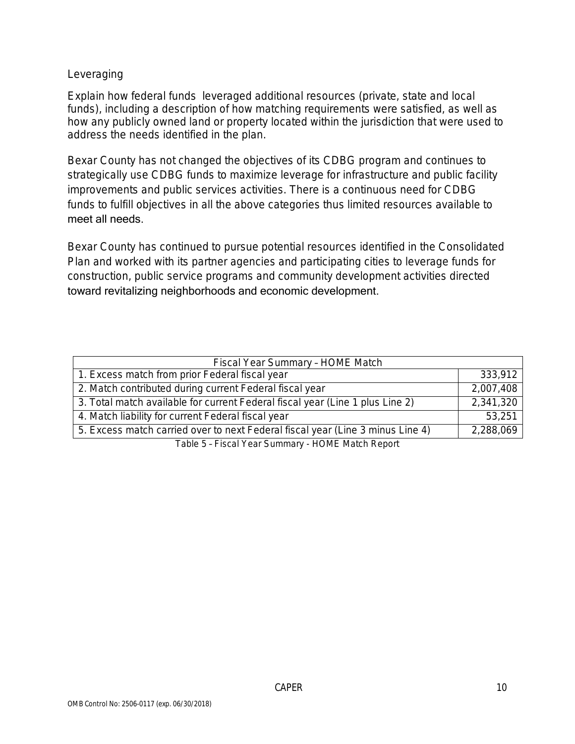## Leveraging

Explain how federal funds leveraged additional resources (private, state and local funds), including a description of how matching requirements were satisfied, as well as how any publicly owned land or property located within the jurisdiction that were used to address the needs identified in the plan.

Bexar County has not changed the objectives of its CDBG program and continues to strategically use CDBG funds to maximize leverage for infrastructure and public facility improvements and public services activities. There is a continuous need for CDBG funds to fulfill objectives in all the above categories thus limited resources available to meet all needs.

Bexar County has continued to pursue potential resources identified in the Consolidated Plan and worked with its partner agencies and participating cities to leverage funds for construction, public service programs and community development activities directed toward revitalizing neighborhoods and economic development.

| Fiscal Year Summary – HOME Match | |
|---|---|
| 1. Excess match from prior Federal fiscal year | 333,912 |
| 2. Match contributed during current Federal fiscal year | 2,007,408 |
| 3. Total match available for current Federal fiscal year (Line 1 plus Line 2) | 2,341,320 |
| 4. Match liability for current Federal fiscal year | 53,251 |
| 5. Excess match carried over to next Federal fiscal year (Line 3 minus Line 4) | 2,288,069 |

Table 5 – Fiscal Year Summary - HOME Match Report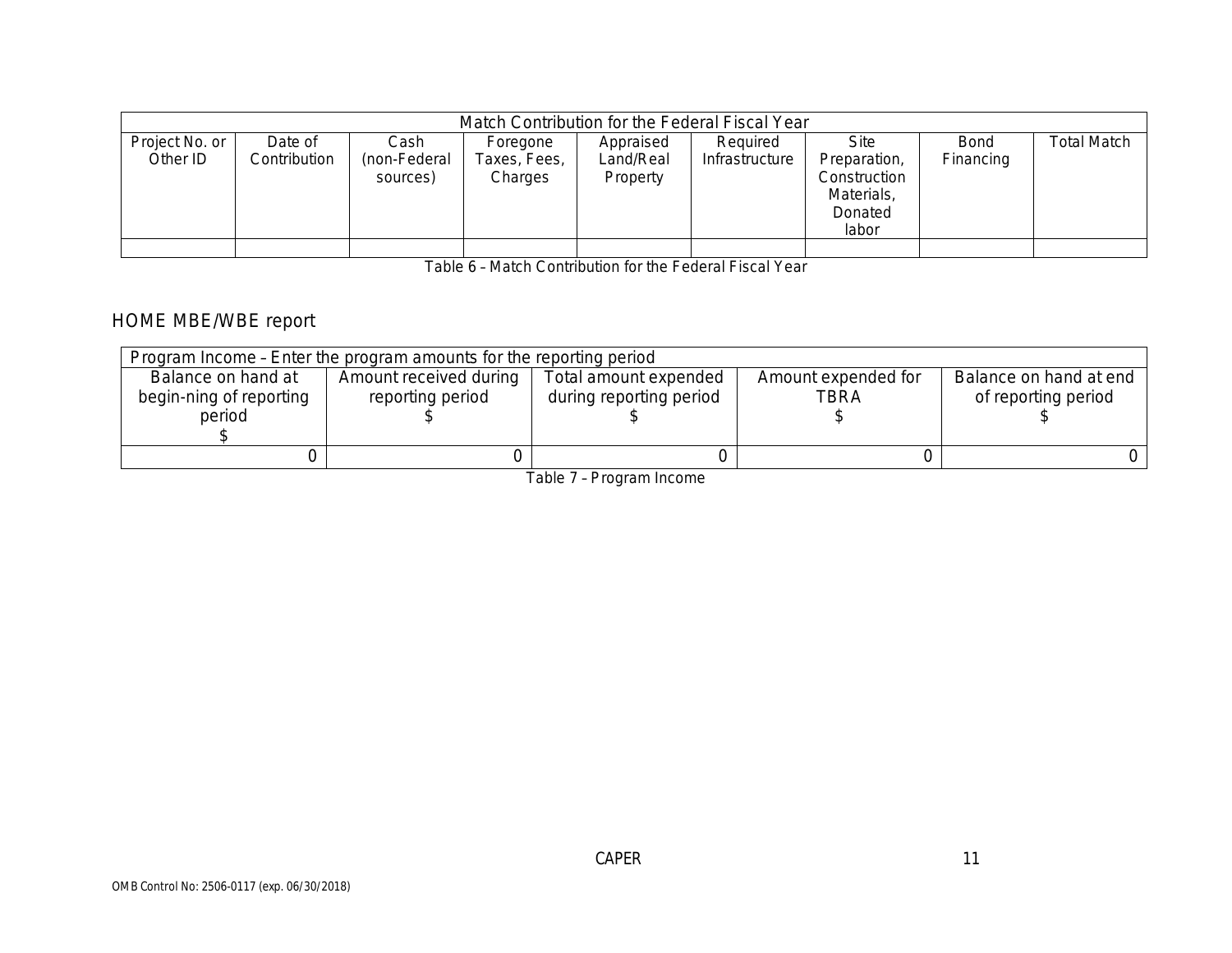| Match Contribution for the Federal Fiscal Year | | | | | | | | |
|---|---|---|---|---|---|---|---|---|
| Project No. or Other ID | Date of Contribution | Cash (non-Federal sources) | Foregone Taxes, Fees, Charges | Appraised Land/Real Property | Required Infrastructure | Site Preparation, Construction Materials, Donated labor | Bond Financing | Total Match |
| | | | | | | | | |

Table 6 – Match Contribution for the Federal Fiscal Year

## HOME MBE/WBE report

| Program Income – Enter the program amounts for the reporting period | | | | |
|---|---|---|---|---|
| Balance on hand at begin-ning of reporting period $ | Amount received during reporting period $ | Total amount expended during reporting period $ | Amount expended for TBRA $ | Balance on hand at end of reporting period $ |
| 0 | 0 | 0 | 0 | 0 |

Table 7 – Program Income

OMB Control No: 2506-0117 (exp. 06/30/2018)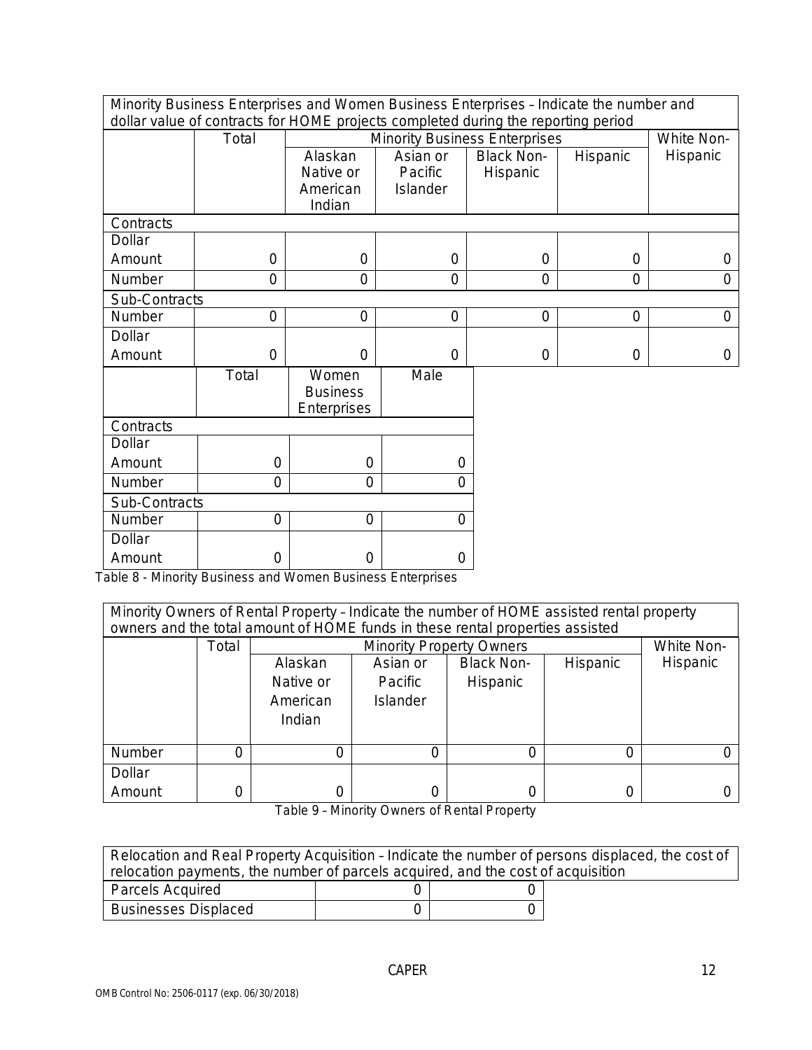| Minority Business Enterprises and Women Business Enterprises – Indicate the number and dollar value of contracts for HOME projects completed during the reporting period | | | | | | |
|---|---|---|---|---|---|---|
| | Total | Minority Business Enterprises | | | | White Non-Hispanic |
| | | Alaskan Native or American Indian | Asian or Pacific Islander | Black Non-Hispanic | Hispanic | |
| **Contracts** | | | | | | |
| Dollar Amount | 0 | 0 | 0 | 0 | 0 | 0 |
| Number | 0 | 0 | 0 | 0 | 0 | 0 |
| **Sub-Contracts** | | | | | | |
| Number | 0 | 0 | 0 | 0 | 0 | 0 |
| Dollar Amount | 0 | 0 | 0 | 0 | 0 | 0 |

| | Total | Women Business Enterprises | Male |
|---|---|---|---|
| **Contracts** | | | |
| Dollar Amount | 0 | 0 | 0 |
| Number | 0 | 0 | 0 |
| **Sub-Contracts** | | | |
| Number | 0 | 0 | 0 |
| Dollar Amount | 0 | 0 | 0 |

Table 8 - Minority Business and Women Business Enterprises

| Minority Owners of Rental Property – Indicate the number of HOME assisted rental property owners and the total amount of HOME funds in these rental properties assisted | | | | | | |
|---|---|---|---|---|---|---|
| | Total | Minority Property Owners | | | | White Non-Hispanic |
| | | Alaskan Native or American Indian | Asian or Pacific Islander | Black Non-Hispanic | Hispanic | |
| Number | 0 | 0 | 0 | 0 | 0 | 0 |
| Dollar Amount | 0 | 0 | 0 | 0 | 0 | 0 |

Table 9 – Minority Owners of Rental Property

| Relocation and Real Property Acquisition – Indicate the number of persons displaced, the cost of relocation payments, the number of parcels acquired, and the cost of acquisition | | |
|---|---|---|
| Parcels Acquired | 0 | 0 |
| Businesses Displaced | 0 | 0 |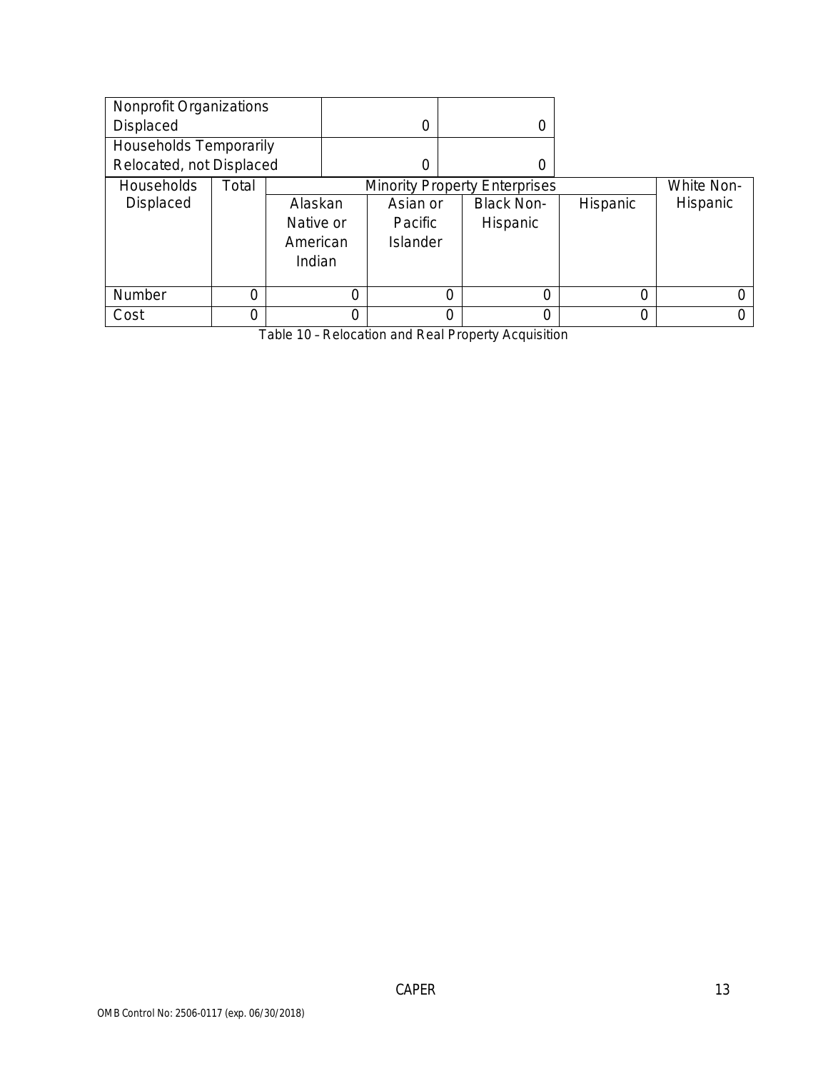| Nonprofit Organizations Displaced | | 0 | 0 | | |
|---|---|---|---|---|---|
| Households Temporarily Relocated, not Displaced | | 0 | 0 | | |

| Households Displaced | Total | Minority Property Enterprises | | | | White Non-Hispanic |
|---|---|---|---|---|---|---|
| | | Alaskan Native or American Indian | Asian or Pacific Islander | Black Non-Hispanic | Hispanic | |
| Number | 0 | 0 | 0 | 0 | 0 | 0 |
| Cost | 0 | 0 | 0 | 0 | 0 | 0 |

Table 10 – Relocation and Real Property Acquisition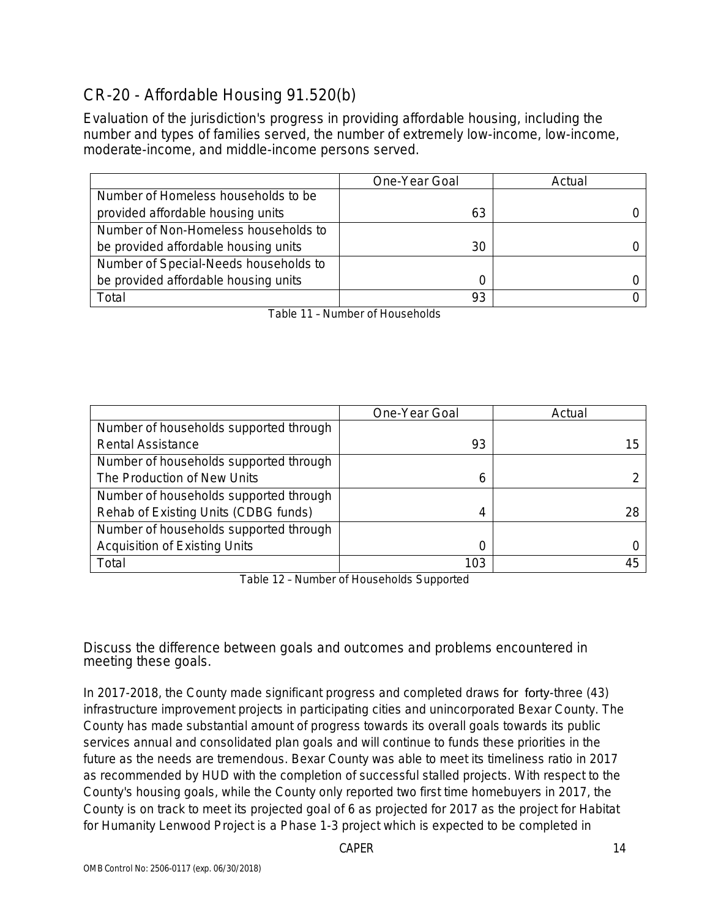## CR-20 - Affordable Housing 91.520(b)

Evaluation of the jurisdiction's progress in providing affordable housing, including the number and types of families served, the number of extremely low-income, low-income, moderate-income, and middle-income persons served.

| | One-Year Goal | Actual |
|---|---|---|
| Number of Homeless households to be provided affordable housing units | 63 | 0 |
| Number of Non-Homeless households to be provided affordable housing units | 30 | 0 |
| Number of Special-Needs households to be provided affordable housing units | 0 | 0 |
| Total | 93 | 0 |

Table 11 – Number of Households

| | One-Year Goal | Actual |
|---|---|---|
| Number of households supported through Rental Assistance | 93 | 15 |
| Number of households supported through The Production of New Units | 6 | 2 |
| Number of households supported through Rehab of Existing Units (CDBG funds) | 4 | 28 |
| Number of households supported through Acquisition of Existing Units | 0 | 0 |
| Total | 103 | 45 |

Table 12 – Number of Households Supported

### Discuss the difference between goals and outcomes and problems encountered in meeting these goals.

In 2017-2018, the County made significant progress and completed draws for forty-three (43) infrastructure improvement projects in participating cities and unincorporated Bexar County. The County has made substantial amount of progress towards its overall goals towards its public services annual and consolidated plan goals and will continue to funds these priorities in the future as the needs are tremendous. Bexar County was able to meet its timeliness ratio in 2017 as recommended by HUD with the completion of successful stalled projects. With respect to the County's housing goals, while the County only reported two first time homebuyers in 2017, the County is on track to meet its projected goal of 6 as projected for 2017 as the project for Habitat for Humanity Lenwood Project is a Phase 1-3 project which is expected to be completed in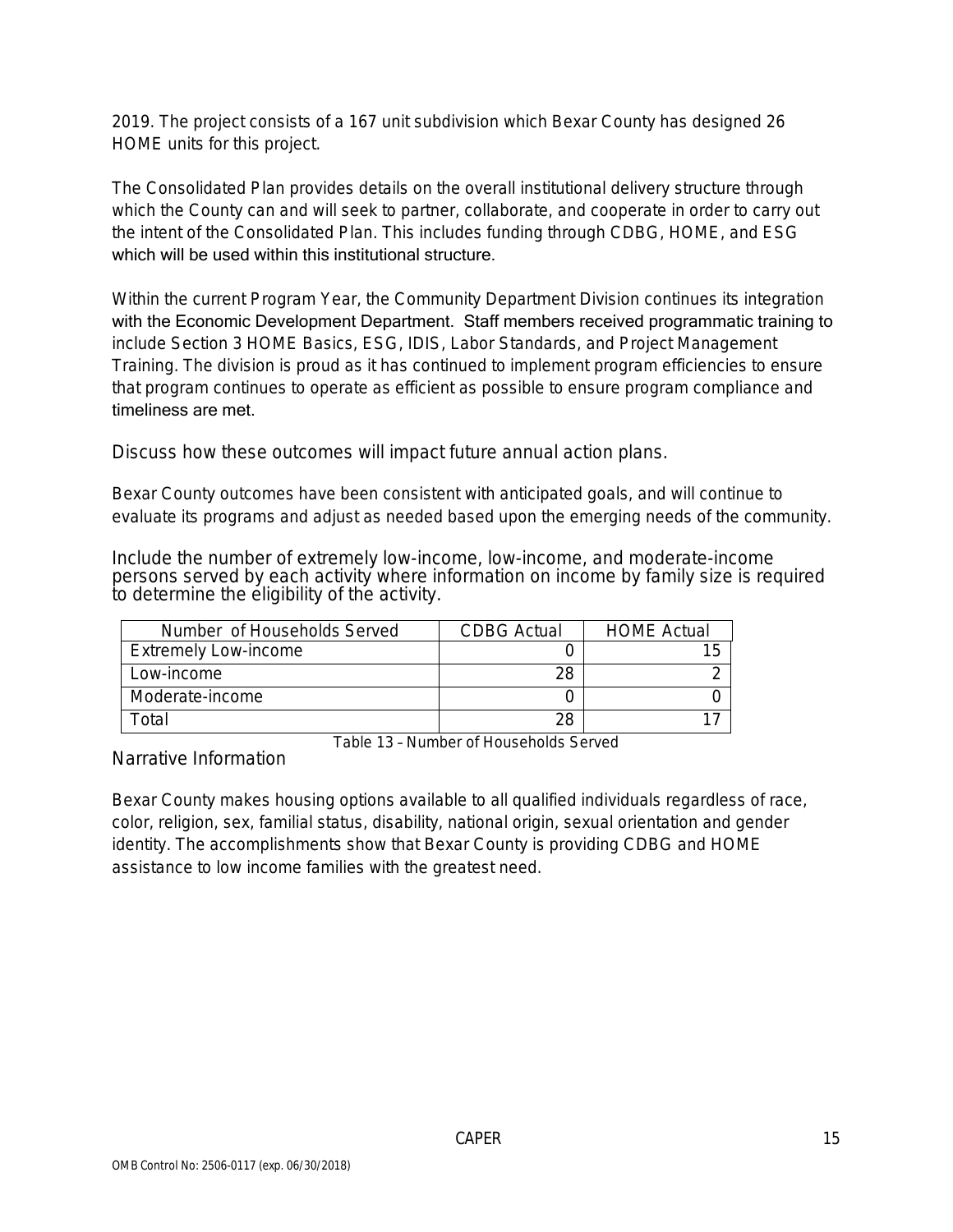2019. The project consists of a 167 unit subdivision which Bexar County has designed 26 HOME units for this project.

The Consolidated Plan provides details on the overall institutional delivery structure through which the County can and will seek to partner, collaborate, and cooperate in order to carry out the intent of the Consolidated Plan. This includes funding through CDBG, HOME, and ESG which will be used within this institutional structure.

Within the current Program Year, the Community Department Division continues its integration with the Economic Development Department. Staff members received programmatic training to include Section 3 HOME Basics, ESG, IDIS, Labor Standards, and Project Management Training. The division is proud as it has continued to implement program efficiencies to ensure that program continues to operate as efficient as possible to ensure program compliance and timeliness are met.

## Discuss how these outcomes will impact future annual action plans.

Bexar County outcomes have been consistent with anticipated goals, and will continue to evaluate its programs and adjust as needed based upon the emerging needs of the community.

## Include the number of extremely low-income, low-income, and moderate-income persons served by each activity where information on income by family size is required to determine the eligibility of the activity.

| Number of Households Served | CDBG Actual | HOME Actual |
|---|---|---|
| Extremely Low-income | 0 | 15 |
| Low-income | 28 | 2 |
| Moderate-income | 0 | 0 |
| Total | 28 | 17 |

Table 13 – Number of Households Served

## Narrative Information

Bexar County makes housing options available to all qualified individuals regardless of race, color, religion, sex, familial status, disability, national origin, sexual orientation and gender identity. The accomplishments show that Bexar County is providing CDBG and HOME assistance to low income families with the greatest need.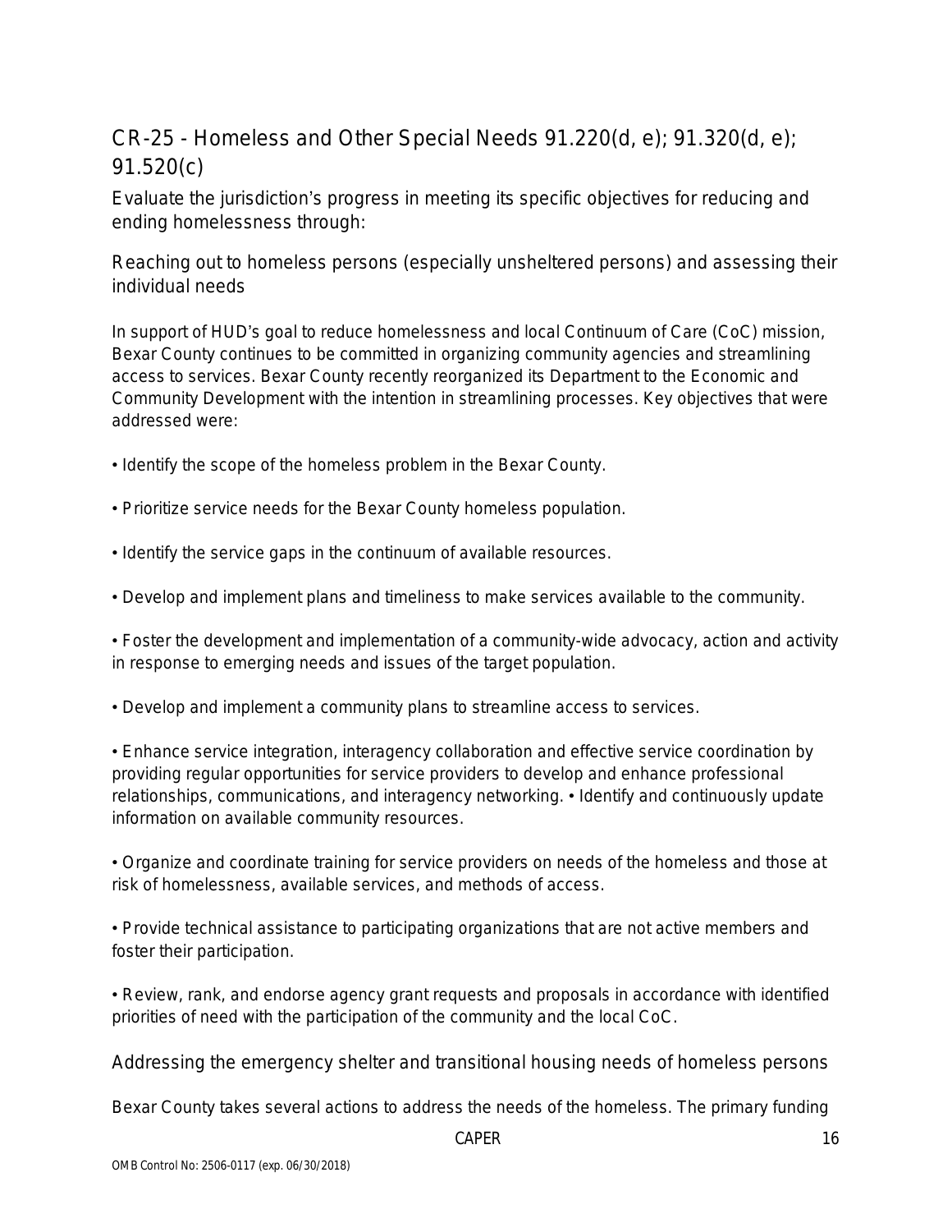## CR-25 - Homeless and Other Special Needs 91.220(d, e); 91.320(d, e); 91.520(c)

Evaluate the jurisdiction's progress in meeting its specific objectives for reducing and ending homelessness through:

### Reaching out to homeless persons (especially unsheltered persons) and assessing their individual needs

In support of HUD's goal to reduce homelessness and local Continuum of Care (CoC) mission, Bexar County continues to be committed in organizing community agencies and streamlining access to services. Bexar County recently reorganized its Department to the Economic and Community Development with the intention in streamlining processes. Key objectives that were addressed were:

• Identify the scope of the homeless problem in the Bexar County.

• Prioritize service needs for the Bexar County homeless population.

• Identify the service gaps in the continuum of available resources.

• Develop and implement plans and timeliness to make services available to the community.

• Foster the development and implementation of a community-wide advocacy, action and activity in response to emerging needs and issues of the target population.

• Develop and implement a community plans to streamline access to services.

• Enhance service integration, interagency collaboration and effective service coordination by providing regular opportunities for service providers to develop and enhance professional relationships, communications, and interagency networking. • Identify and continuously update information on available community resources.

• Organize and coordinate training for service providers on needs of the homeless and those at risk of homelessness, available services, and methods of access.

• Provide technical assistance to participating organizations that are not active members and foster their participation.

• Review, rank, and endorse agency grant requests and proposals in accordance with identified priorities of need with the participation of the community and the local CoC.

### Addressing the emergency shelter and transitional housing needs of homeless persons

Bexar County takes several actions to address the needs of the homeless. The primary funding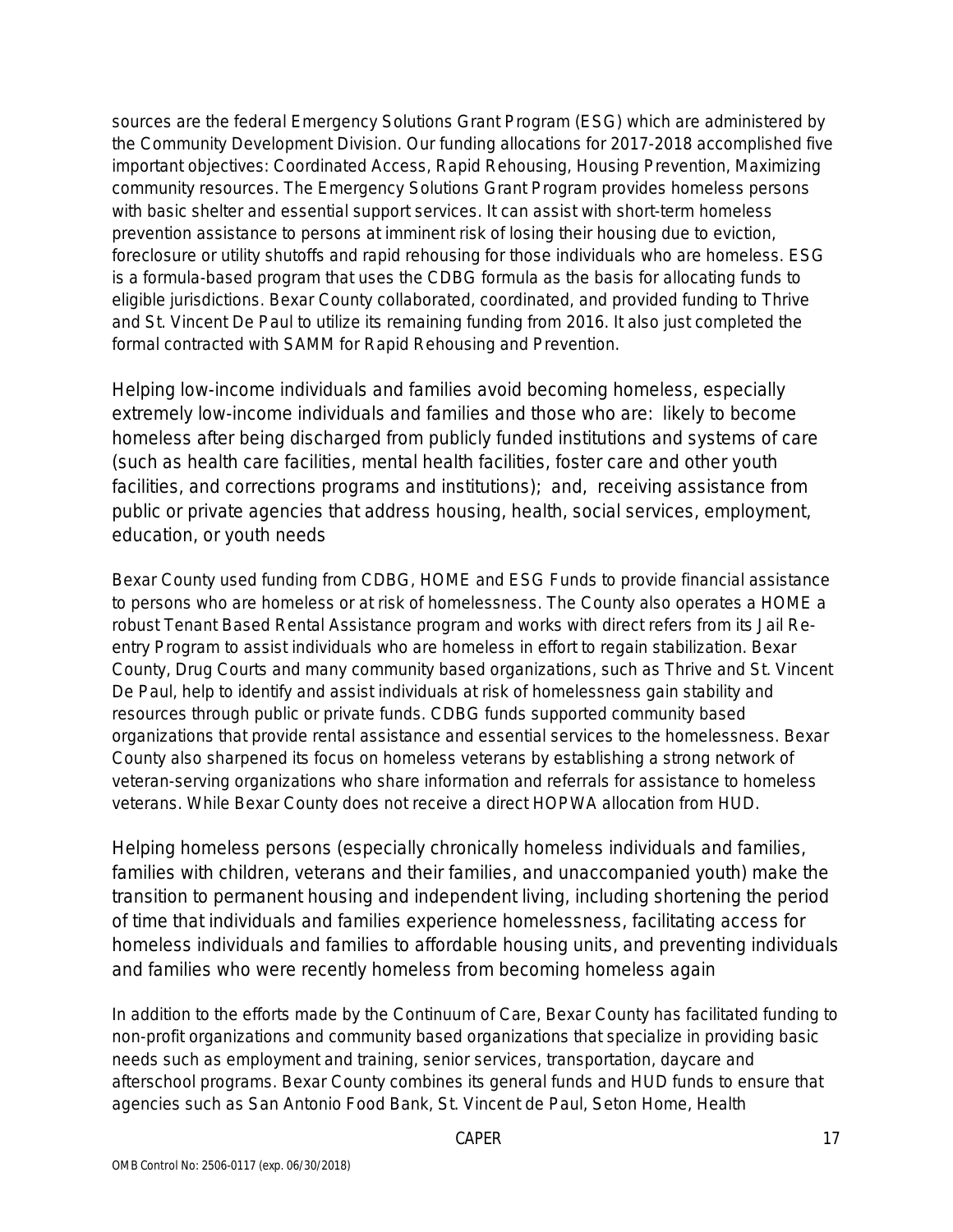sources are the federal Emergency Solutions Grant Program (ESG) which are administered by the Community Development Division. Our funding allocations for 2017-2018 accomplished five important objectives: Coordinated Access, Rapid Rehousing, Housing Prevention, Maximizing community resources. The Emergency Solutions Grant Program provides homeless persons with basic shelter and essential support services. It can assist with short-term homeless prevention assistance to persons at imminent risk of losing their housing due to eviction, foreclosure or utility shutoffs and rapid rehousing for those individuals who are homeless. ESG is a formula-based program that uses the CDBG formula as the basis for allocating funds to eligible jurisdictions. Bexar County collaborated, coordinated, and provided funding to Thrive and St. Vincent De Paul to utilize its remaining funding from 2016. It also just completed the formal contracted with SAMM for Rapid Rehousing and Prevention.

## Helping low-income individuals and families avoid becoming homeless, especially extremely low-income individuals and families and those who are: likely to become homeless after being discharged from publicly funded institutions and systems of care (such as health care facilities, mental health facilities, foster care and other youth facilities, and corrections programs and institutions); and, receiving assistance from public or private agencies that address housing, health, social services, employment, education, or youth needs

Bexar County used funding from CDBG, HOME and ESG Funds to provide financial assistance to persons who are homeless or at risk of homelessness. The County also operates a HOME a robust Tenant Based Rental Assistance program and works with direct refers from its Jail Re-entry Program to assist individuals who are homeless in effort to regain stabilization. Bexar County, Drug Courts and many community based organizations, such as Thrive and St. Vincent De Paul, help to identify and assist individuals at risk of homelessness gain stability and resources through public or private funds. CDBG funds supported community based organizations that provide rental assistance and essential services to the homelessness. Bexar County also sharpened its focus on homeless veterans by establishing a strong network of veteran-serving organizations who share information and referrals for assistance to homeless veterans. While Bexar County does not receive a direct HOPWA allocation from HUD.

## Helping homeless persons (especially chronically homeless individuals and families, families with children, veterans and their families, and unaccompanied youth) make the transition to permanent housing and independent living, including shortening the period of time that individuals and families experience homelessness, facilitating access for homeless individuals and families to affordable housing units, and preventing individuals and families who were recently homeless from becoming homeless again

In addition to the efforts made by the Continuum of Care, Bexar County has facilitated funding to non-profit organizations and community based organizations that specialize in providing basic needs such as employment and training, senior services, transportation, daycare and afterschool programs. Bexar County combines its general funds and HUD funds to ensure that agencies such as San Antonio Food Bank, St. Vincent de Paul, Seton Home, Health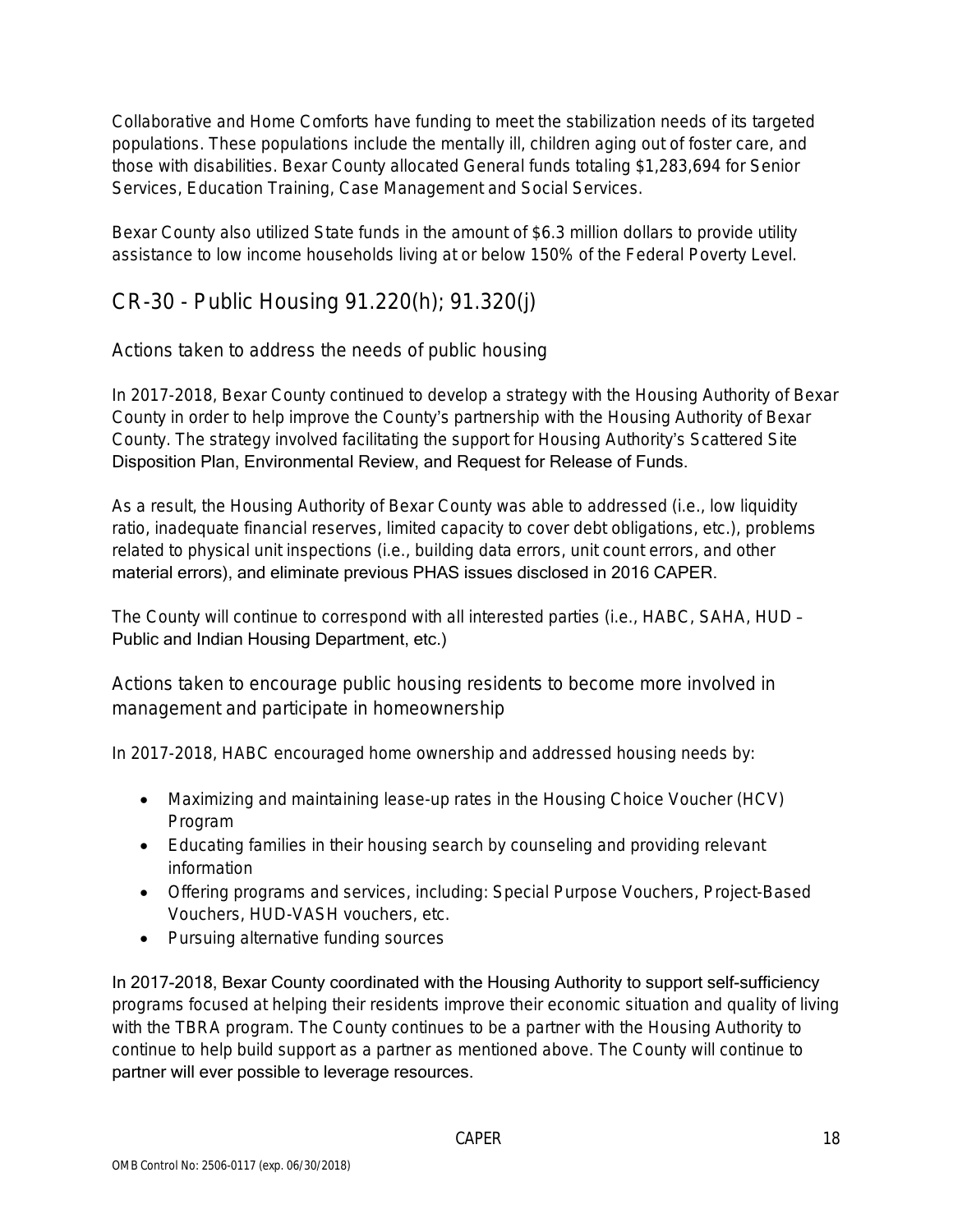Collaborative and Home Comforts have funding to meet the stabilization needs of its targeted populations. These populations include the mentally ill, children aging out of foster care, and those with disabilities. Bexar County allocated General funds totaling $1,283,694 for Senior Services, Education Training, Case Management and Social Services.

Bexar County also utilized State funds in the amount of $6.3 million dollars to provide utility assistance to low income households living at or below 150% of the Federal Poverty Level.

## CR-30 - Public Housing 91.220(h); 91.320(j)

### Actions taken to address the needs of public housing

In 2017-2018, Bexar County continued to develop a strategy with the Housing Authority of Bexar County in order to help improve the County's partnership with the Housing Authority of Bexar County. The strategy involved facilitating the support for Housing Authority's Scattered Site Disposition Plan, Environmental Review, and Request for Release of Funds.

As a result, the Housing Authority of Bexar County was able to addressed (i.e., low liquidity ratio, inadequate financial reserves, limited capacity to cover debt obligations, etc.), problems related to physical unit inspections (i.e., building data errors, unit count errors, and other material errors), and eliminate previous PHAS issues disclosed in 2016 CAPER.

The County will continue to correspond with all interested parties (i.e., HABC, SAHA, HUD – Public and Indian Housing Department, etc.)

### Actions taken to encourage public housing residents to become more involved in management and participate in homeownership

In 2017-2018, HABC encouraged home ownership and addressed housing needs by:

- Maximizing and maintaining lease-up rates in the Housing Choice Voucher (HCV) Program
- Educating families in their housing search by counseling and providing relevant information
- Offering programs and services, including: Special Purpose Vouchers, Project-Based Vouchers, HUD-VASH vouchers, etc.
- Pursuing alternative funding sources

In 2017-2018, Bexar County coordinated with the Housing Authority to support self-sufficiency programs focused at helping their residents improve their economic situation and quality of living with the TBRA program. The County continues to be a partner with the Housing Authority to continue to help build support as a partner as mentioned above. The County will continue to partner will ever possible to leverage resources.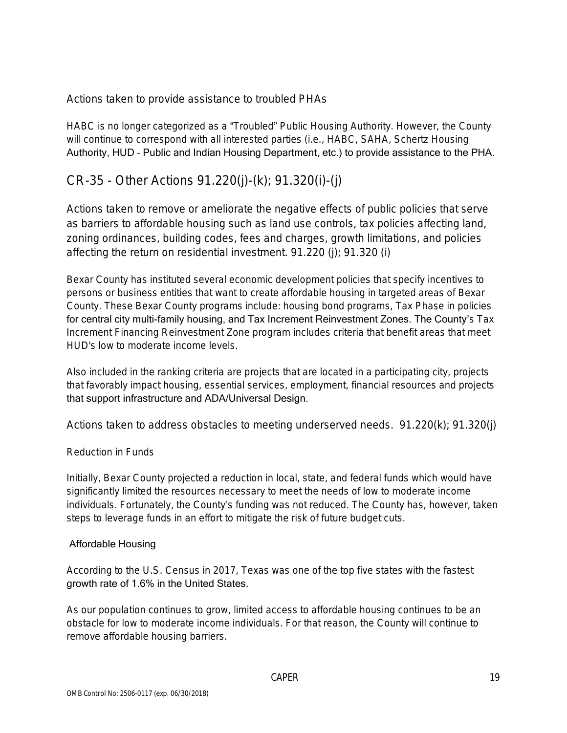### Actions taken to provide assistance to troubled PHAs

HABC is no longer categorized as a “Troubled” Public Housing Authority. However, the County will continue to correspond with all interested parties (i.e., HABC, SAHA, Schertz Housing Authority, HUD – Public and Indian Housing Department, etc.) to provide assistance to the PHA.

## CR-35 - Other Actions 91.220(j)-(k); 91.320(i)-(j)

### Actions taken to remove or ameliorate the negative effects of public policies that serve as barriers to affordable housing such as land use controls, tax policies affecting land, zoning ordinances, building codes, fees and charges, growth limitations, and policies affecting the return on residential investment. 91.220 (j); 91.320 (i)

Bexar County has instituted several economic development policies that specify incentives to persons or business entities that want to create affordable housing in targeted areas of Bexar County. These Bexar County programs include: housing bond programs, Tax Phase in policies for central city multi-family housing, and Tax Increment Reinvestment Zones. The County’s Tax Increment Financing Reinvestment Zone program includes criteria that benefit areas that meet HUD's low to moderate income levels.

Also included in the ranking criteria are projects that are located in a participating city, projects that favorably impact housing, essential services, employment, financial resources and projects that support infrastructure and ADA/Universal Design.

### Actions taken to address obstacles to meeting underserved needs. 91.220(k); 91.320(j)

Reduction in Funds

Initially, Bexar County projected a reduction in local, state, and federal funds which would have significantly limited the resources necessary to meet the needs of low to moderate income individuals. Fortunately, the County’s funding was not reduced. The County has, however, taken steps to leverage funds in an effort to mitigate the risk of future budget cuts.

Affordable Housing

According to the U.S. Census in 2017, Texas was one of the top five states with the fastest growth rate of 1.6% in the United States.

As our population continues to grow, limited access to affordable housing continues to be an obstacle for low to moderate income individuals. For that reason, the County will continue to remove affordable housing barriers.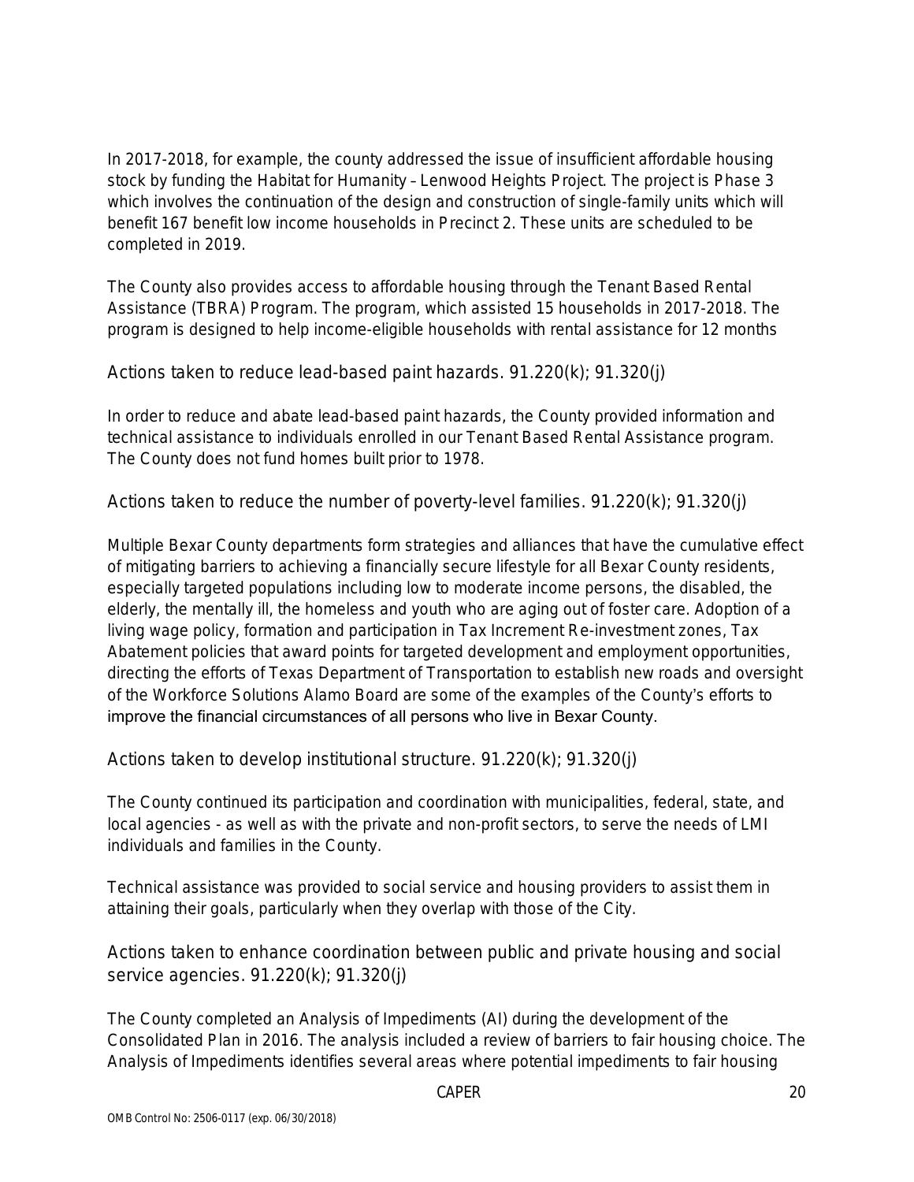In 2017-2018, for example, the county addressed the issue of insufficient affordable housing stock by funding the Habitat for Humanity – Lenwood Heights Project. The project is Phase 3 which involves the continuation of the design and construction of single-family units which will benefit 167 benefit low income households in Precinct 2. These units are scheduled to be completed in 2019.

The County also provides access to affordable housing through the Tenant Based Rental Assistance (TBRA) Program. The program, which assisted 15 households in 2017-2018. The program is designed to help income-eligible households with rental assistance for 12 months

## Actions taken to reduce lead-based paint hazards. 91.220(k); 91.320(j)

In order to reduce and abate lead-based paint hazards, the County provided information and technical assistance to individuals enrolled in our Tenant Based Rental Assistance program. The County does not fund homes built prior to 1978.

## Actions taken to reduce the number of poverty-level families. 91.220(k); 91.320(j)

Multiple Bexar County departments form strategies and alliances that have the cumulative effect of mitigating barriers to achieving a financially secure lifestyle for all Bexar County residents, especially targeted populations including low to moderate income persons, the disabled, the elderly, the mentally ill, the homeless and youth who are aging out of foster care. Adoption of a living wage policy, formation and participation in Tax Increment Re-investment zones, Tax Abatement policies that award points for targeted development and employment opportunities, directing the efforts of Texas Department of Transportation to establish new roads and oversight of the Workforce Solutions Alamo Board are some of the examples of the County's efforts to improve the financial circumstances of all persons who live in Bexar County.

## Actions taken to develop institutional structure. 91.220(k); 91.320(j)

The County continued its participation and coordination with municipalities, federal, state, and local agencies - as well as with the private and non-profit sectors, to serve the needs of LMI individuals and families in the County.

Technical assistance was provided to social service and housing providers to assist them in attaining their goals, particularly when they overlap with those of the City.

## Actions taken to enhance coordination between public and private housing and social service agencies. 91.220(k); 91.320(j)

The County completed an Analysis of Impediments (AI) during the development of the Consolidated Plan in 2016. The analysis included a review of barriers to fair housing choice. The Analysis of Impediments identifies several areas where potential impediments to fair housing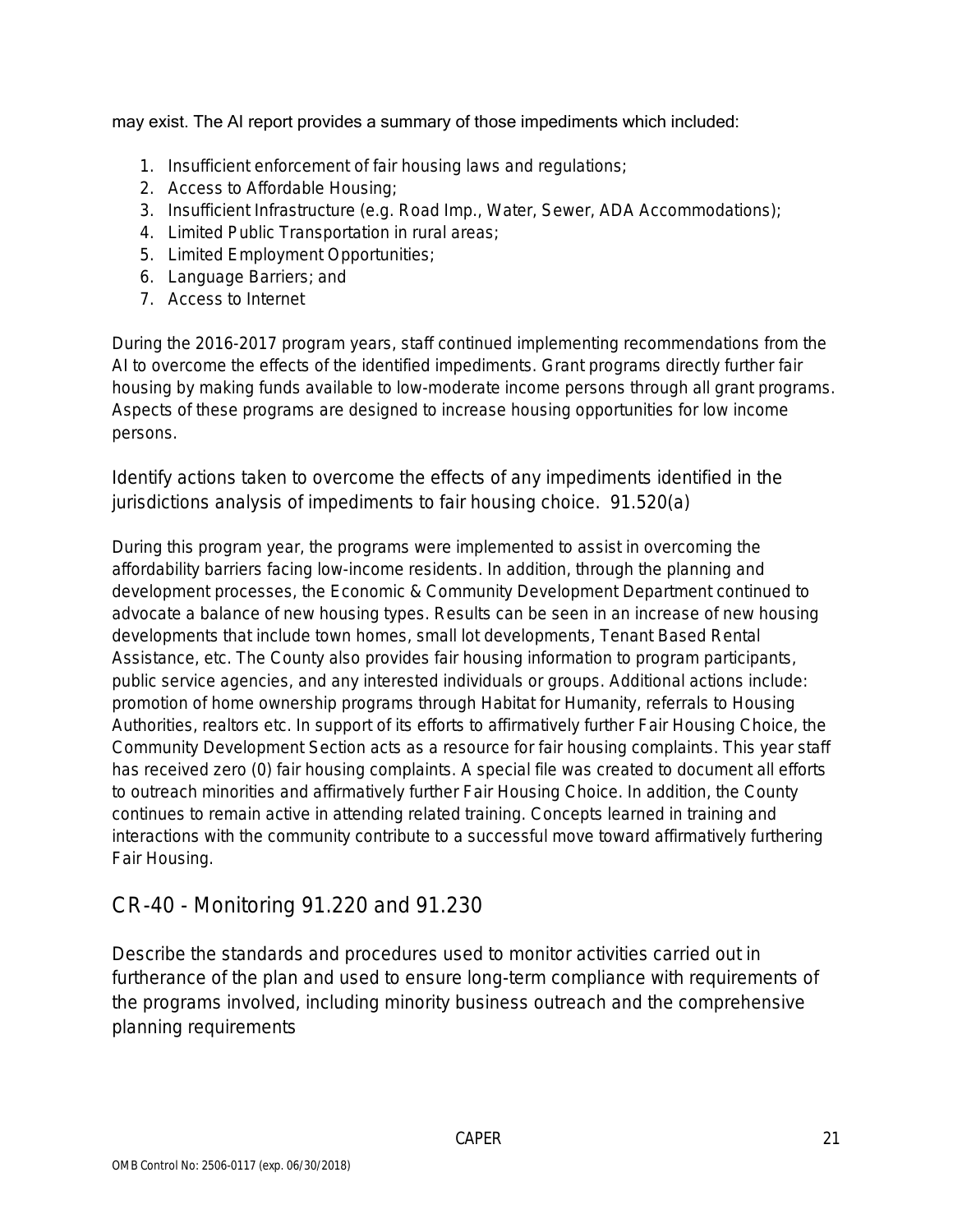may exist. The AI report provides a summary of those impediments which included:

1. Insufficient enforcement of fair housing laws and regulations;
2. Access to Affordable Housing;
3. Insufficient Infrastructure (e.g. Road Imp., Water, Sewer, ADA Accommodations);
4. Limited Public Transportation in rural areas;
5. Limited Employment Opportunities;
6. Language Barriers; and
7. Access to Internet

During the 2016-2017 program years, staff continued implementing recommendations from the AI to overcome the effects of the identified impediments. Grant programs directly further fair housing by making funds available to low-moderate income persons through all grant programs. Aspects of these programs are designed to increase housing opportunities for low income persons.

### Identify actions taken to overcome the effects of any impediments identified in the jurisdictions analysis of impediments to fair housing choice. 91.520(a)

During this program year, the programs were implemented to assist in overcoming the affordability barriers facing low-income residents. In addition, through the planning and development processes, the Economic & Community Development Department continued to advocate a balance of new housing types. Results can be seen in an increase of new housing developments that include town homes, small lot developments, Tenant Based Rental Assistance, etc. The County also provides fair housing information to program participants, public service agencies, and any interested individuals or groups. Additional actions include: promotion of home ownership programs through Habitat for Humanity, referrals to Housing Authorities, realtors etc. In support of its efforts to affirmatively further Fair Housing Choice, the Community Development Section acts as a resource for fair housing complaints. This year staff has received zero (0) fair housing complaints. A special file was created to document all efforts to outreach minorities and affirmatively further Fair Housing Choice. In addition, the County continues to remain active in attending related training. Concepts learned in training and interactions with the community contribute to a successful move toward affirmatively furthering Fair Housing.

## CR-40 - Monitoring 91.220 and 91.230

### Describe the standards and procedures used to monitor activities carried out in furtherance of the plan and used to ensure long-term compliance with requirements of the programs involved, including minority business outreach and the comprehensive planning requirements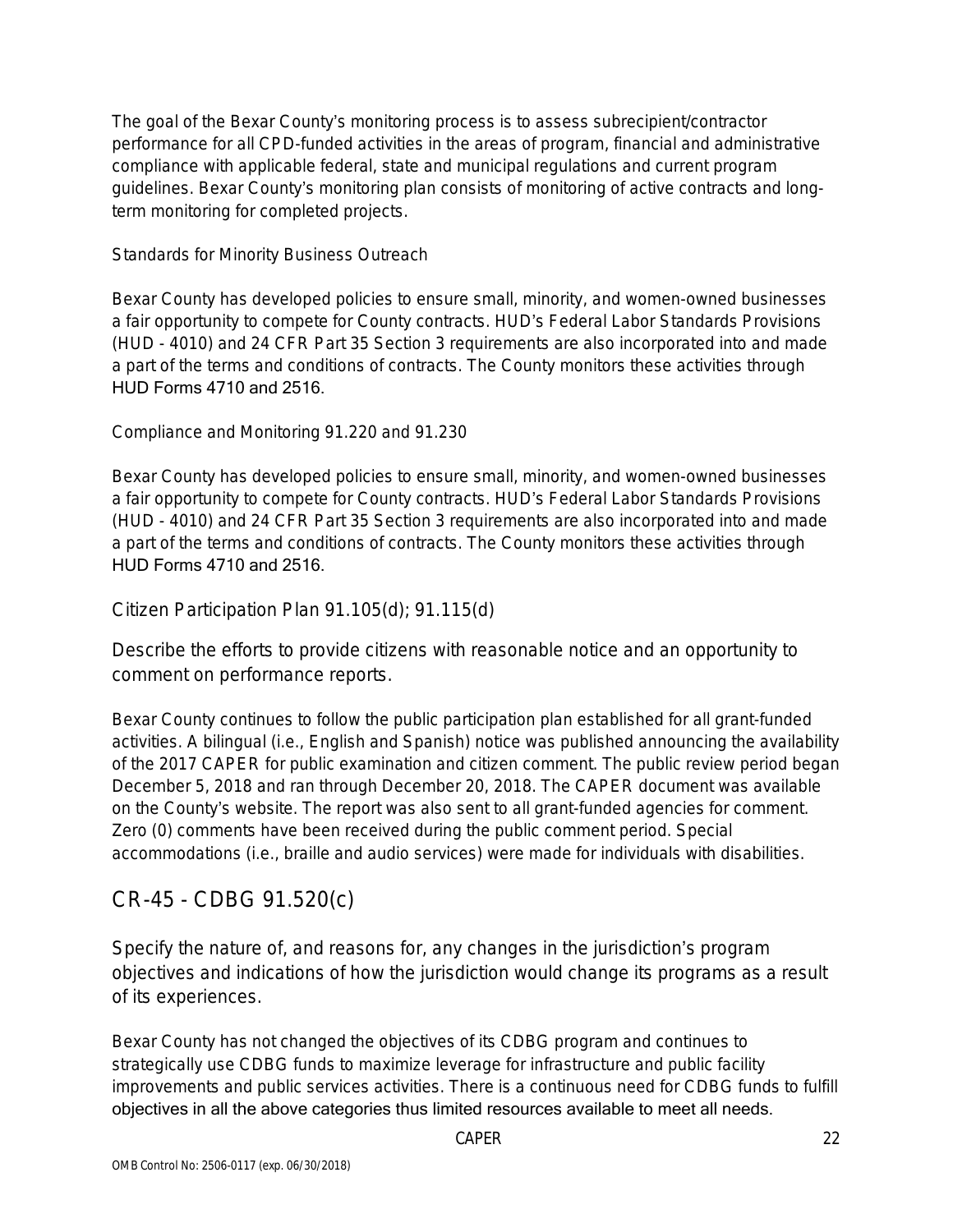The goal of the Bexar County's monitoring process is to assess subrecipient/contractor performance for all CPD-funded activities in the areas of program, financial and administrative compliance with applicable federal, state and municipal regulations and current program guidelines. Bexar County's monitoring plan consists of monitoring of active contracts and long-term monitoring for completed projects.

Standards for Minority Business Outreach

Bexar County has developed policies to ensure small, minority, and women-owned businesses a fair opportunity to compete for County contracts. HUD's Federal Labor Standards Provisions (HUD - 4010) and 24 CFR Part 35 Section 3 requirements are also incorporated into and made a part of the terms and conditions of contracts. The County monitors these activities through HUD Forms 4710 and 2516.

Compliance and Monitoring 91.220 and 91.230

Bexar County has developed policies to ensure small, minority, and women-owned businesses a fair opportunity to compete for County contracts. HUD's Federal Labor Standards Provisions (HUD - 4010) and 24 CFR Part 35 Section 3 requirements are also incorporated into and made a part of the terms and conditions of contracts. The County monitors these activities through HUD Forms 4710 and 2516.

### Citizen Participation Plan 91.105(d); 91.115(d)

Describe the efforts to provide citizens with reasonable notice and an opportunity to comment on performance reports.

Bexar County continues to follow the public participation plan established for all grant-funded activities. A bilingual (i.e., English and Spanish) notice was published announcing the availability of the 2017 CAPER for public examination and citizen comment. The public review period began December 5, 2018 and ran through December 20, 2018. The CAPER document was available on the County's website. The report was also sent to all grant-funded agencies for comment. Zero (0) comments have been received during the public comment period. Special accommodations (i.e., braille and audio services) were made for individuals with disabilities.

## CR-45 - CDBG 91.520(c)

Specify the nature of, and reasons for, any changes in the jurisdiction's program objectives and indications of how the jurisdiction would change its programs as a result of its experiences.

Bexar County has not changed the objectives of its CDBG program and continues to strategically use CDBG funds to maximize leverage for infrastructure and public facility improvements and public services activities. There is a continuous need for CDBG funds to fulfill objectives in all the above categories thus limited resources available to meet all needs.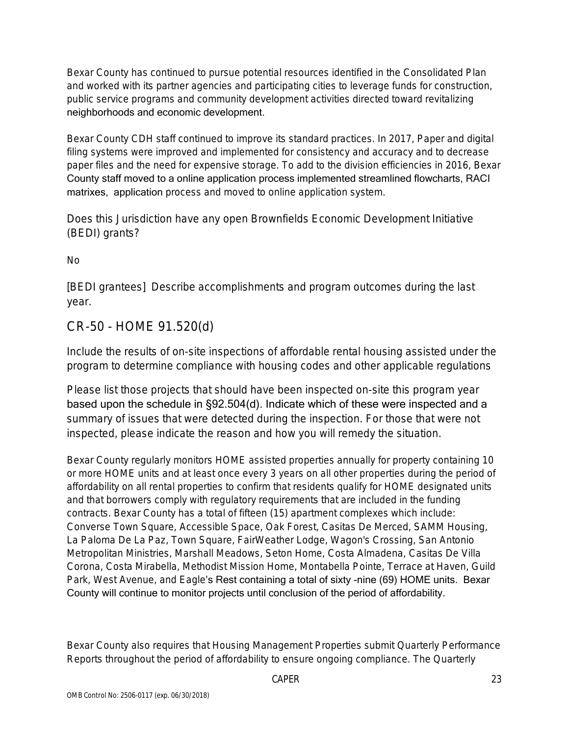Bexar County has continued to pursue potential resources identified in the Consolidated Plan and worked with its partner agencies and participating cities to leverage funds for construction, public service programs and community development activities directed toward revitalizing neighborhoods and economic development.

Bexar County CDH staff continued to improve its standard practices. In 2017, Paper and digital filing systems were improved and implemented for consistency and accuracy and to decrease paper files and the need for expensive storage. To add to the division efficiencies in 2016, Bexar County staff moved to a online application process implemented streamlined flowcharts, RACI matrixes, application process and moved to online application system.

Does this Jurisdiction have any open Brownfields Economic Development Initiative (BEDI) grants?

No

[BEDI grantees] Describe accomplishments and program outcomes during the last year.

## CR-50 - HOME 91.520(d)

Include the results of on-site inspections of affordable rental housing assisted under the program to determine compliance with housing codes and other applicable regulations

Please list those projects that should have been inspected on-site this program year based upon the schedule in §92.504(d). Indicate which of these were inspected and a summary of issues that were detected during the inspection. For those that were not inspected, please indicate the reason and how you will remedy the situation.

Bexar County regularly monitors HOME assisted properties annually for property containing 10 or more HOME units and at least once every 3 years on all other properties during the period of affordability on all rental properties to confirm that residents qualify for HOME designated units and that borrowers comply with regulatory requirements that are included in the funding contracts. Bexar County has a total of fifteen (15) apartment complexes which include: Converse Town Square, Accessible Space, Oak Forest, Casitas De Merced, SAMM Housing, La Paloma De La Paz, Town Square, FairWeather Lodge, Wagon's Crossing, San Antonio Metropolitan Ministries, Marshall Meadows, Seton Home, Costa Almadena, Casitas De Villa Corona, Costa Mirabella, Methodist Mission Home, Montabella Pointe, Terrace at Haven, Guild Park, West Avenue, and Eagle's Rest containing a total of sixty -nine (69) HOME units. Bexar County will continue to monitor projects until conclusion of the period of affordability.

Bexar County also requires that Housing Management Properties submit Quarterly Performance Reports throughout the period of affordability to ensure ongoing compliance. The Quarterly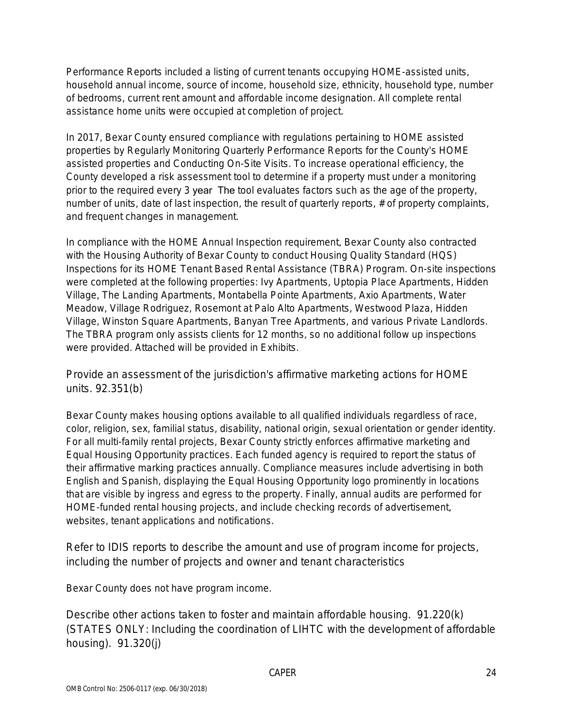Performance Reports included a listing of current tenants occupying HOME-assisted units, household annual income, source of income, household size, ethnicity, household type, number of bedrooms, current rent amount and affordable income designation. All complete rental assistance home units were occupied at completion of project.

In 2017, Bexar County ensured compliance with regulations pertaining to HOME assisted properties by Regularly Monitoring Quarterly Performance Reports for the County's HOME assisted properties and Conducting On-Site Visits. To increase operational efficiency, the County developed a risk assessment tool to determine if a property must under a monitoring prior to the required every 3 year The tool evaluates factors such as the age of the property, number of units, date of last inspection, the result of quarterly reports, # of property complaints, and frequent changes in management.

In compliance with the HOME Annual Inspection requirement, Bexar County also contracted with the Housing Authority of Bexar County to conduct Housing Quality Standard (HQS) Inspections for its HOME Tenant Based Rental Assistance (TBRA) Program. On-site inspections were completed at the following properties: Ivy Apartments, Uptopia Place Apartments, Hidden Village, The Landing Apartments, Montabella Pointe Apartments, Axio Apartments, Water Meadow, Village Rodriguez, Rosemont at Palo Alto Apartments, Westwood Plaza, Hidden Village, Winston Square Apartments, Banyan Tree Apartments, and various Private Landlords. The TBRA program only assists clients for 12 months, so no additional follow up inspections were provided. Attached will be provided in Exhibits.

## Provide an assessment of the jurisdiction's affirmative marketing actions for HOME units. 92.351(b)

Bexar County makes housing options available to all qualified individuals regardless of race, color, religion, sex, familial status, disability, national origin, sexual orientation or gender identity. For all multi-family rental projects, Bexar County strictly enforces affirmative marketing and Equal Housing Opportunity practices. Each funded agency is required to report the status of their affirmative marking practices annually. Compliance measures include advertising in both English and Spanish, displaying the Equal Housing Opportunity logo prominently in locations that are visible by ingress and egress to the property. Finally, annual audits are performed for HOME-funded rental housing projects, and include checking records of advertisement, websites, tenant applications and notifications.

## Refer to IDIS reports to describe the amount and use of program income for projects, including the number of projects and owner and tenant characteristics

Bexar County does not have program income.

## Describe other actions taken to foster and maintain affordable housing. 91.220(k) (STATES ONLY: Including the coordination of LIHTC with the development of affordable housing). 91.320(j)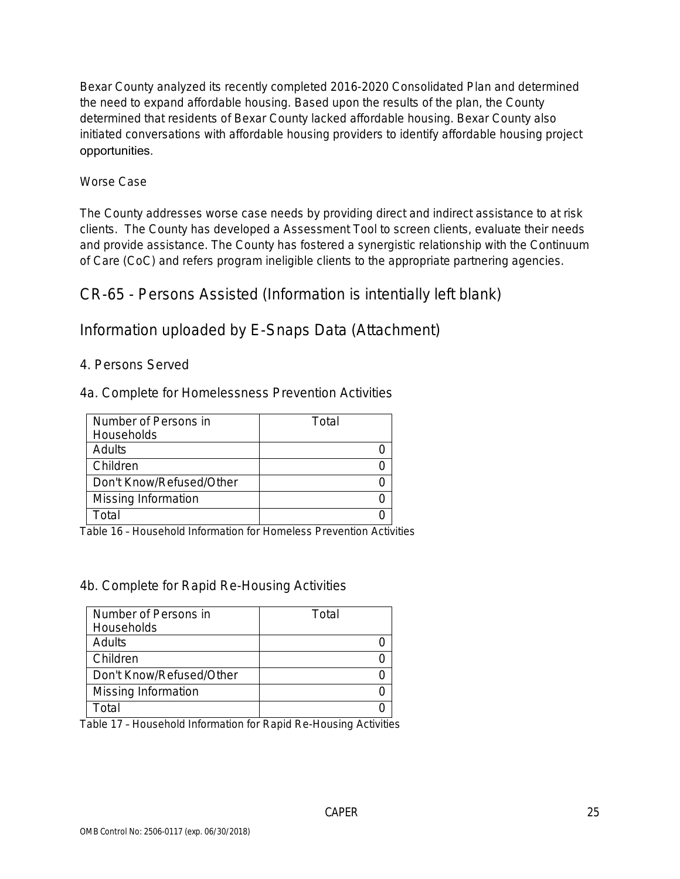Bexar County analyzed its recently completed 2016-2020 Consolidated Plan and determined the need to expand affordable housing. Based upon the results of the plan, the County determined that residents of Bexar County lacked affordable housing. Bexar County also initiated conversations with affordable housing providers to identify affordable housing project opportunities.

Worse Case

The County addresses worse case needs by providing direct and indirect assistance to at risk clients. The County has developed a Assessment Tool to screen clients, evaluate their needs and provide assistance. The County has fostered a synergistic relationship with the Continuum of Care (CoC) and refers program ineligible clients to the appropriate partnering agencies.

# CR-65 - Persons Assisted (Information is intentionally left blank)

# Information uploaded by E-Snaps Data (Attachment)

## 4. Persons Served

### 4a. Complete for Homelessness Prevention Activities

| Number of Persons in Households | Total |
|---|---|
| Adults | 0 |
| Children | 0 |
| Don't Know/Refused/Other | 0 |
| Missing Information | 0 |
| Total | 0 |

Table 16 – Household Information for Homeless Prevention Activities

### 4b. Complete for Rapid Re-Housing Activities

| Number of Persons in Households | Total |
|---|---|
| Adults | 0 |
| Children | 0 |
| Don't Know/Refused/Other | 0 |
| Missing Information | 0 |
| Total | 0 |

Table 17 – Household Information for Rapid Re-Housing Activities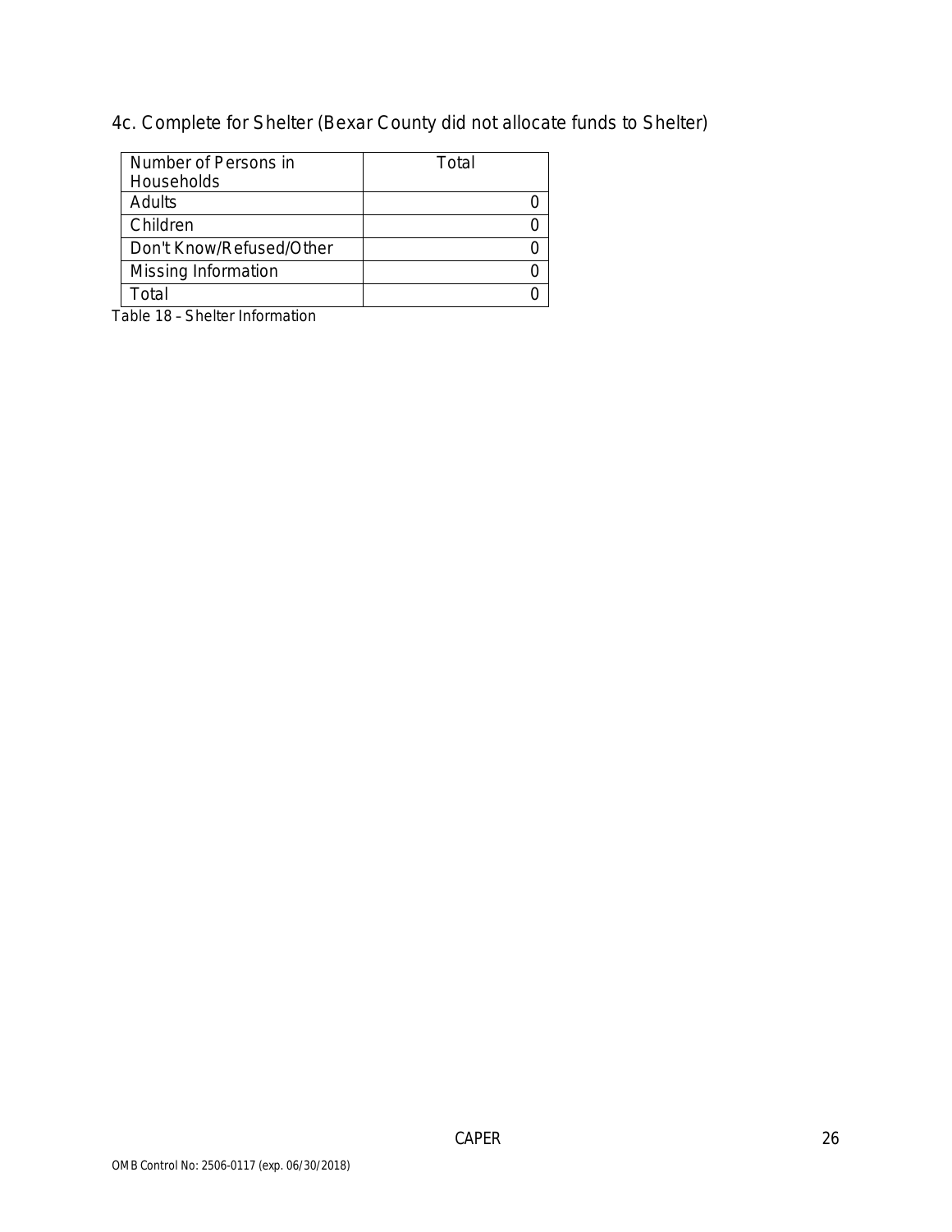4c. Complete for Shelter (Bexar County did not allocate funds to Shelter)

| Number of Persons in Households | Total |
| --- | --- |
| Adults | 0 |
| Children | 0 |
| Don't Know/Refused/Other | 0 |
| Missing Information | 0 |
| Total | 0 |

Table 18 – Shelter Information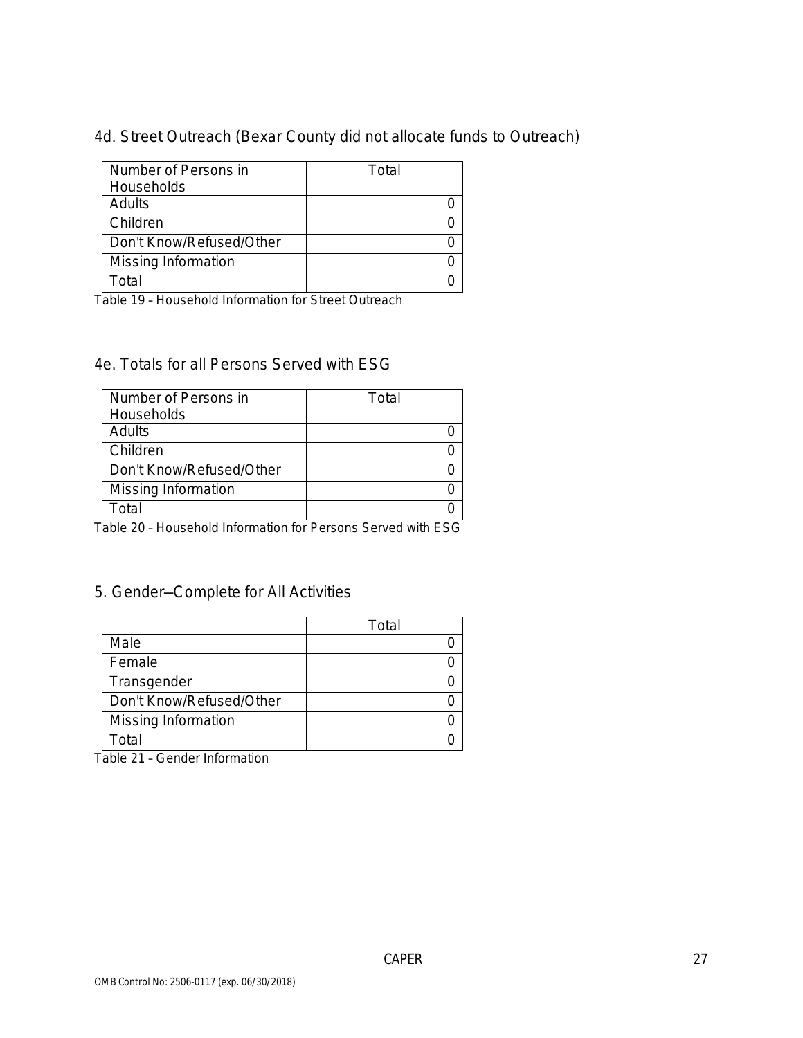## 4d. Street Outreach (Bexar County did not allocate funds to Outreach)

| Number of Persons in Households | Total |
|---|---|
| Adults | 0 |
| Children | 0 |
| Don't Know/Refused/Other | 0 |
| Missing Information | 0 |
| Total | 0 |

Table 19 – Household Information for Street Outreach

## 4e. Totals for all Persons Served with ESG

| Number of Persons in Households | Total |
|---|---|
| Adults | 0 |
| Children | 0 |
| Don't Know/Refused/Other | 0 |
| Missing Information | 0 |
| Total | 0 |

Table 20 – Household Information for Persons Served with ESG

## 5. Gender—Complete for All Activities

| | Total |
|---|---|
| Male | 0 |
| Female | 0 |
| Transgender | 0 |
| Don't Know/Refused/Other | 0 |
| Missing Information | 0 |
| Total | 0 |

Table 21 – Gender Information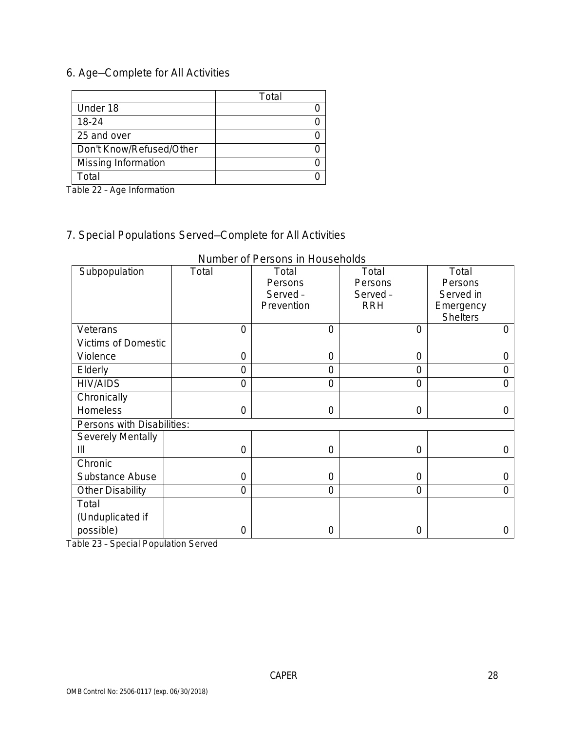## 6. Age—Complete for All Activities

| | Total |
|---|---|
| Under 18 | 0 |
| 18-24 | 0 |
| 25 and over | 0 |
| Don't Know/Refused/Other | 0 |
| Missing Information | 0 |
| Total | 0 |

Table 22 – Age Information

## 7. Special Populations Served—Complete for All Activities

Number of Persons in Households

| Subpopulation | Total | Total Persons Served – Prevention | Total Persons Served – RRH | Total Persons Served in Emergency Shelters |
|---|---|---|---|---|
| Veterans | 0 | 0 | 0 | 0 |
| Victims of Domestic Violence | 0 | 0 | 0 | 0 |
| Elderly | 0 | 0 | 0 | 0 |
| HIV/AIDS | 0 | 0 | 0 | 0 |
| Chronically Homeless | 0 | 0 | 0 | 0 |
| Persons with Disabilities: | | | | |
| Severely Mentally Ill | 0 | 0 | 0 | 0 |
| Chronic Substance Abuse | 0 | 0 | 0 | 0 |
| Other Disability | 0 | 0 | 0 | 0 |
| Total (Unduplicated if possible) | 0 | 0 | 0 | 0 |

Table 23 – Special Population Served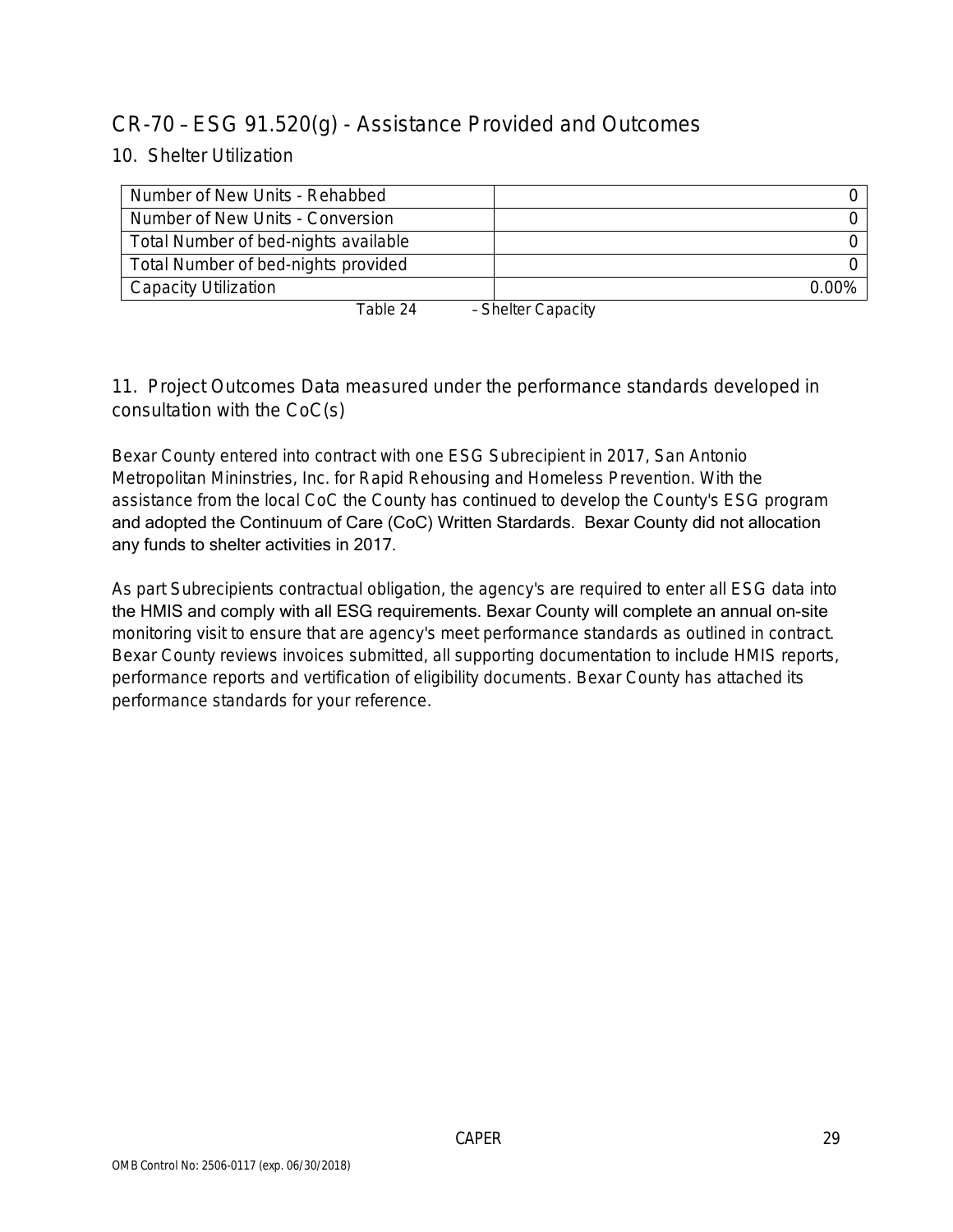## CR-70 – ESG 91.520(g) - Assistance Provided and Outcomes

### 10. Shelter Utilization

| | |
|---|---|
| Number of New Units - Rehabbed | 0 |
| Number of New Units - Conversion | 0 |
| Total Number of bed-nights available | 0 |
| Total Number of bed-nights provided | 0 |
| Capacity Utilization | 0.00% |

Table 24 – Shelter Capacity

### 11. Project Outcomes Data measured under the performance standards developed in consultation with the CoC(s)

Bexar County entered into contract with one ESG Subrecipient in 2017, San Antonio Metropolitan Mininstries, Inc. for Rapid Rehousing and Homeless Prevention. With the assistance from the local CoC the County has continued to develop the County's ESG program and adopted the Continuum of Care (CoC) Written Stardards. Bexar County did not allocation any funds to shelter activities in 2017.

As part Subrecipients contractual obligation, the agency's are required to enter all ESG data into the HMIS and comply with all ESG requirements. Bexar County will complete an annual on-site monitoring visit to ensure that are agency's meet performance standards as outlined in contract. Bexar County reviews invoices submitted, all supporting documentation to include HMIS reports, performance reports and vertification of eligibility documents. Bexar County has attached its performance standards for your reference.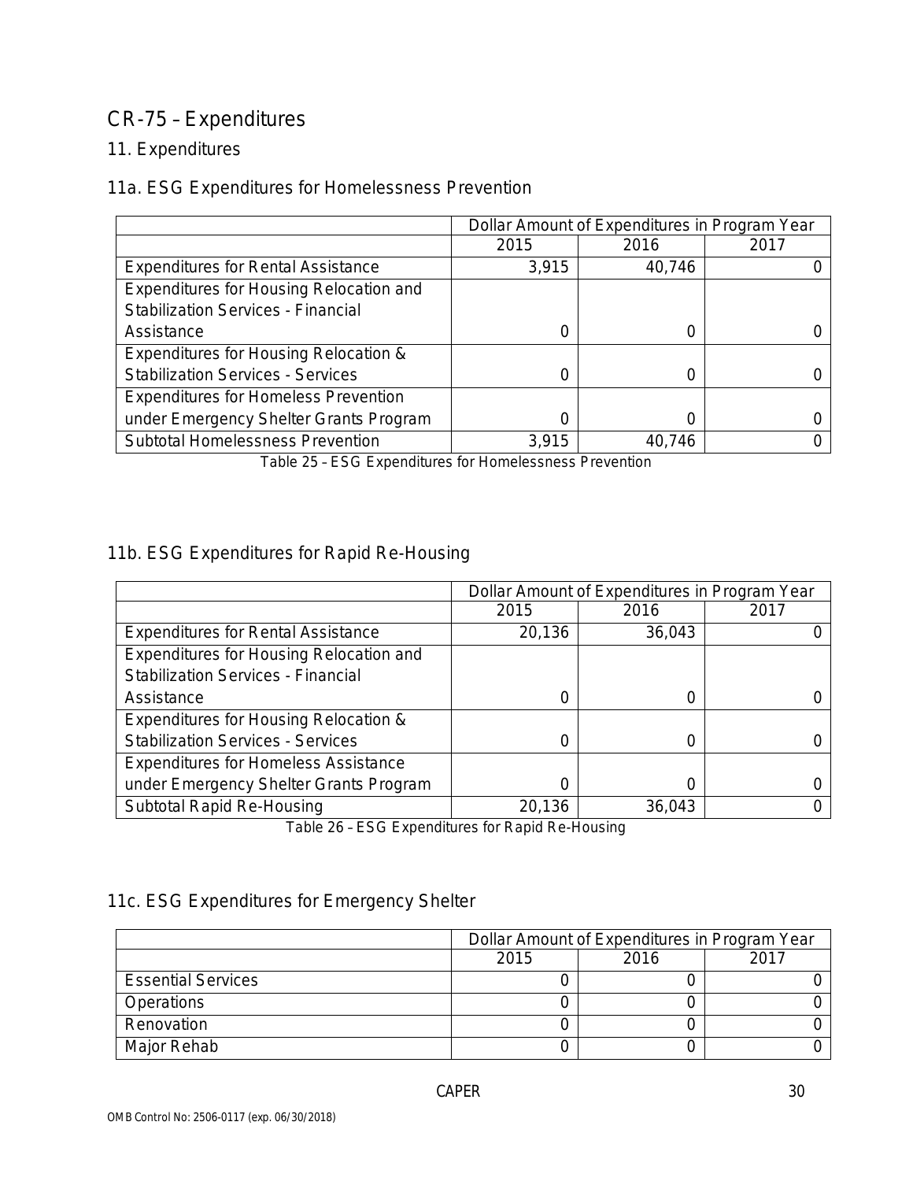## CR-75 – Expenditures

### 11. Expenditures

### 11a. ESG Expenditures for Homelessness Prevention

| | Dollar Amount of Expenditures in Program Year | | |
|---|---|---|---|
| | 2015 | 2016 | 2017 |
| Expenditures for Rental Assistance | 3,915 | 40,746 | 0 |
| Expenditures for Housing Relocation and Stabilization Services - Financial Assistance | 0 | 0 | 0 |
| Expenditures for Housing Relocation & Stabilization Services - Services | 0 | 0 | 0 |
| Expenditures for Homeless Prevention under Emergency Shelter Grants Program | 0 | 0 | 0 |
| Subtotal Homelessness Prevention | 3,915 | 40,746 | 0 |

Table 25 – ESG Expenditures for Homelessness Prevention

### 11b. ESG Expenditures for Rapid Re-Housing

| | Dollar Amount of Expenditures in Program Year | | |
|---|---|---|---|
| | 2015 | 2016 | 2017 |
| Expenditures for Rental Assistance | 20,136 | 36,043 | 0 |
| Expenditures for Housing Relocation and Stabilization Services - Financial Assistance | 0 | 0 | 0 |
| Expenditures for Housing Relocation & Stabilization Services - Services | 0 | 0 | 0 |
| Expenditures for Homeless Assistance under Emergency Shelter Grants Program | 0 | 0 | 0 |
| Subtotal Rapid Re-Housing | 20,136 | 36,043 | 0 |

Table 26 – ESG Expenditures for Rapid Re-Housing

### 11c. ESG Expenditures for Emergency Shelter

| | Dollar Amount of Expenditures in Program Year | | |
|---|---|---|---|
| | 2015 | 2016 | 2017 |
| Essential Services | 0 | 0 | 0 |
| Operations | 0 | 0 | 0 |
| Renovation | 0 | 0 | 0 |
| Major Rehab | 0 | 0 | 0 |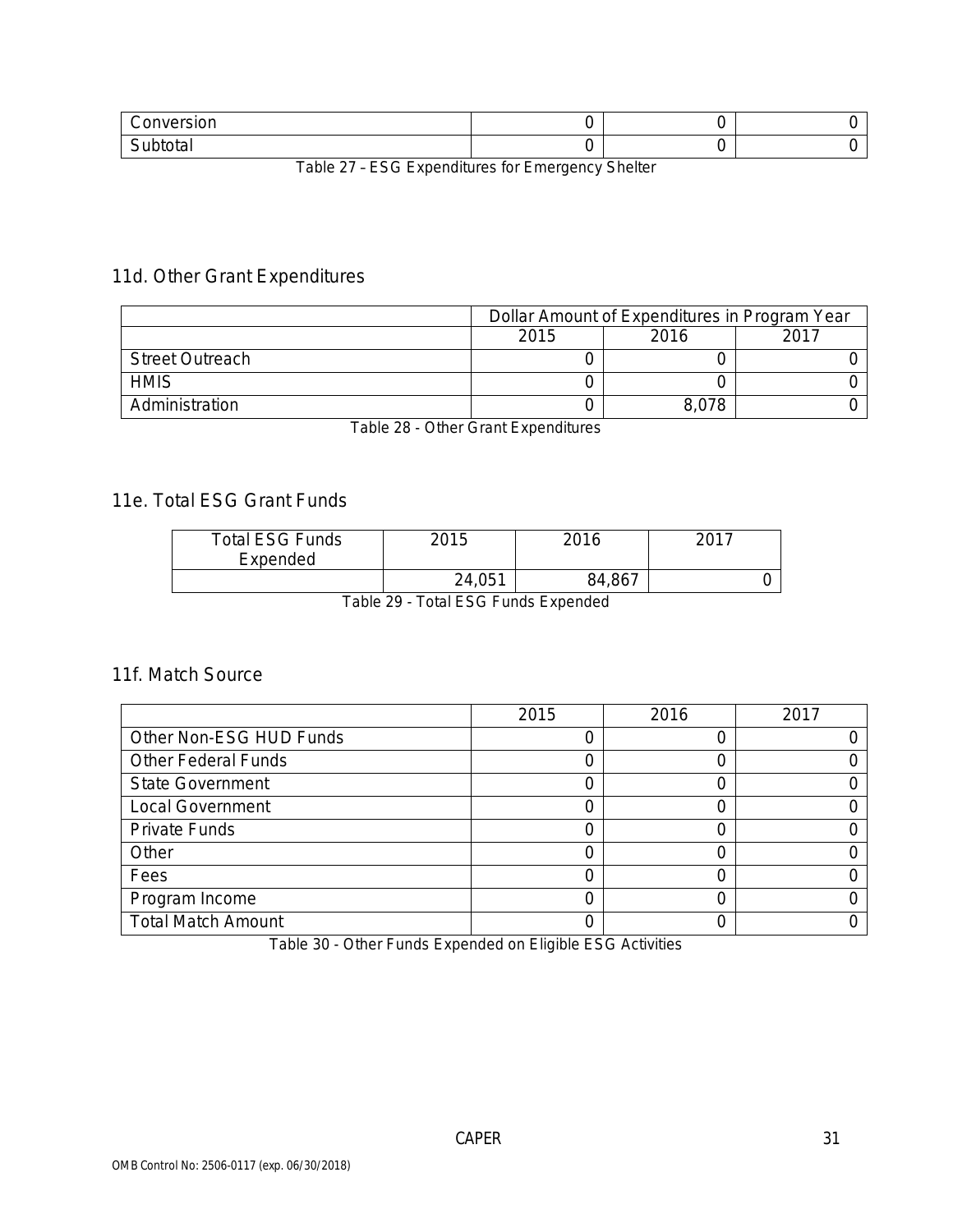| | | | |
|---|---|---|---|
| Conversion | 0 | 0 | 0 |
| Subtotal | 0 | 0 | 0 |

Table 27 – ESG Expenditures for Emergency Shelter

## 11d. Other Grant Expenditures

| | Dollar Amount of Expenditures in Program Year | | |
|---|---|---|---|
| | 2015 | 2016 | 2017 |
| Street Outreach | 0 | 0 | 0 |
| HMIS | 0 | 0 | 0 |
| Administration | 0 | 8,078 | 0 |

Table 28 - Other Grant Expenditures

## 11e. Total ESG Grant Funds

| Total ESG Funds Expended | 2015 | 2016 | 2017 |
|---|---|---|---|
| | 24,051 | 84,867 | 0 |

Table 29 - Total ESG Funds Expended

## 11f. Match Source

| | 2015 | 2016 | 2017 |
|---|---|---|---|
| Other Non-ESG HUD Funds | 0 | 0 | 0 |
| Other Federal Funds | 0 | 0 | 0 |
| State Government | 0 | 0 | 0 |
| Local Government | 0 | 0 | 0 |
| Private Funds | 0 | 0 | 0 |
| Other | 0 | 0 | 0 |
| Fees | 0 | 0 | 0 |
| Program Income | 0 | 0 | 0 |
| Total Match Amount | 0 | 0 | 0 |

Table 30 - Other Funds Expended on Eligible ESG Activities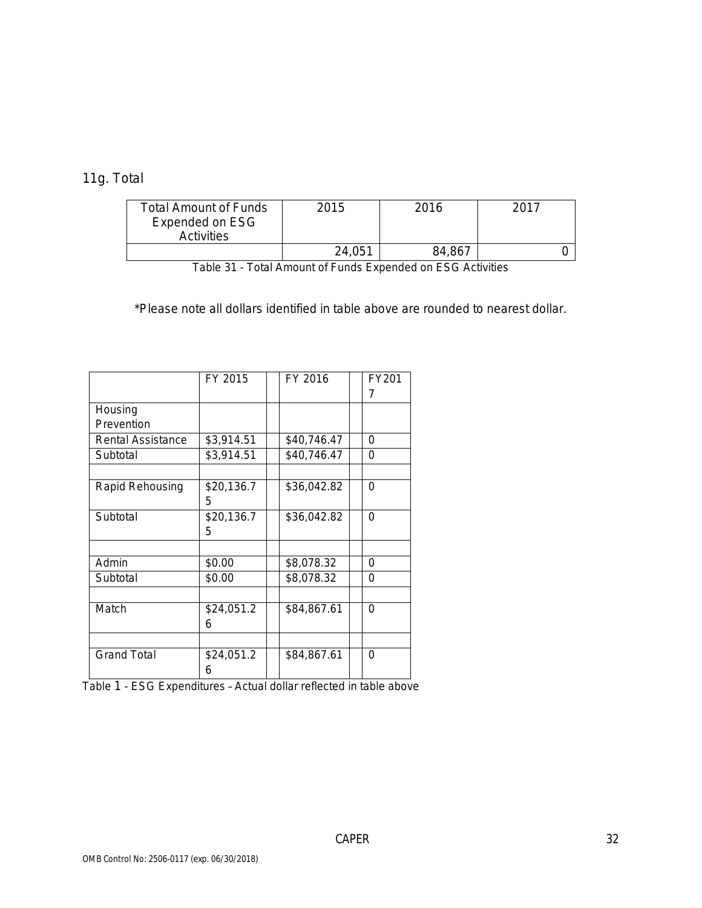## 11g. Total

| Total Amount of Funds Expended on ESG Activities | 2015 | 2016 | 2017 |
|---|---|---|---|
| | 24,051 | 84,867 | 0 |

Table 31 - Total Amount of Funds Expended on ESG Activities

*Please note all dollars identified in table above are rounded to nearest dollar.

| | FY 2015 | | FY 2016 | | FY2017 |
|---|---|---|---|---|---|
| Housing Prevention | | | | | |
| Rental Assistance | $3,914.51 | | $40,746.47 | | 0 |
| Subtotal | $3,914.51 | | $40,746.47 | | 0 |
| | | | | | |
| Rapid Rehousing | $20,136.75 | | $36,042.82 | | 0 |
| Subtotal | $20,136.75 | | $36,042.82 | | 0 |
| | | | | | |
| Admin | $0.00 | | $8,078.32 | | 0 |
| Subtotal | $0.00 | | $8,078.32 | | 0 |
| | | | | | |
| Match | $24,051.26 | | $84,867.61 | | 0 |
| | | | | | |
| Grand Total | $24,051.26 | | $84,867.61 | | 0 |

Table 1 - ESG Expenditures – Actual dollar reflected in table above